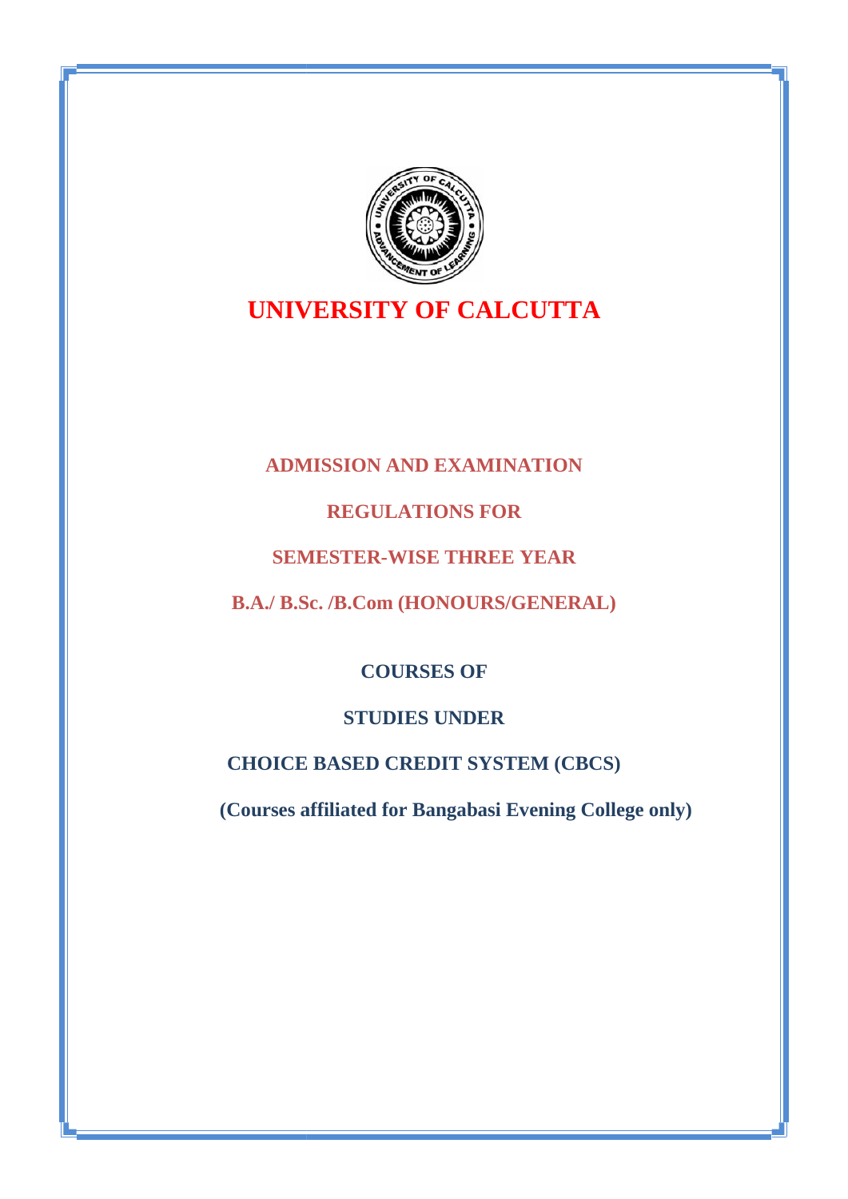# UNIVERSITY OF CALCUTTA

## ADMISSION AND EXAMINATION

## REGULATIONS FOR

## SEMESTER-WISE THREE YEAR

## B.A./ B.Sc. /B.Com (HONOURS/GENERAL)

**COURSES OF**

**STUDIES UNDER**

**CHOICE BASED CREDIT SYSTEM (CBCS)**

**(Courses affiliated for Bangabasi Evening College only)**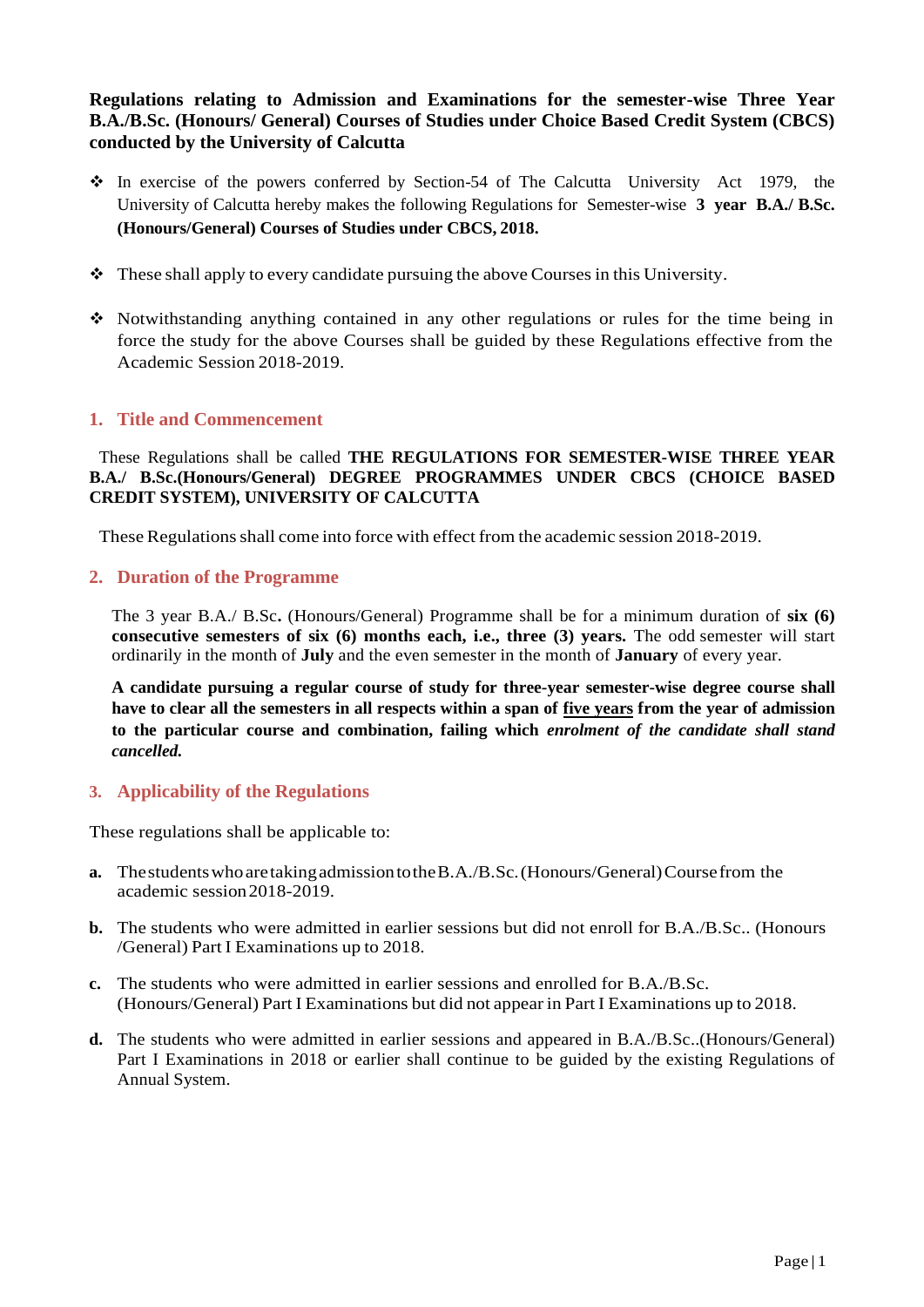**Regulations relating to Admission and Examinations for the semester-wise Three Year B.A./B.Sc. (Honours/ General) Courses of Studies under Choice Based Credit System (CBCS) conducted by the University of Calcutta**

- In exercise of the powers conferred by Section-54 of The Calcutta University Act 1979, the University of Calcutta hereby makes the following Regulations for Semester-wise **3 year B.A./ B.Sc. (Honours/General) Courses of Studies under CBCS, 2018.**
- These shall apply to every candidate pursuing the above Courses in this University.
- Notwithstanding anything contained in any other regulations or rules for the time being in force the study for the above Courses shall be guided by these Regulations effective from the Academic Session 2018-2019.

## 1. Title and Commencement

These Regulations shall be called **THE REGULATIONS FOR SEMESTER-WISE THREE YEAR B.A./ B.Sc.(Honours/General) DEGREE PROGRAMMES UNDER CBCS (CHOICE BASED CREDIT SYSTEM), UNIVERSITY OF CALCUTTA**

These Regulations shall come into force with effect from the academic session 2018-2019.

## 2. Duration of the Programme

The 3 year B.A./ B.Sc**.** (Honours/General) Programme shall be for a minimum duration of **six (6) consecutive semesters of six (6) months each, i.e., three (3) years.** The odd semester will start ordinarily in the month of **July** and the even semester in the month of **January** of every year.

**A candidate pursuing a regular course of study for three-year semester-wise degree course shall have to clear all the semesters in all respects within a span of <u>five years</u> from the year of admission to the particular course and combination, failing which *enrolment of the candidate shall stand cancelled.***

## 3. Applicability of the Regulations

These regulations shall be applicable to:

**a.** The students who are taking admission to the B.A./B.Sc. (Honours/General) Course from the academic session 2018-2019.

**b.** The students who were admitted in earlier sessions but did not enroll for B.A./B.Sc.. (Honours /General) Part I Examinations up to 2018.

**c.** The students who were admitted in earlier sessions and enrolled for B.A./B.Sc. (Honours/General) Part I Examinations but did not appear in Part I Examinations up to 2018.

**d.** The students who were admitted in earlier sessions and appeared in B.A./B.Sc..(Honours/General) Part I Examinations in 2018 or earlier shall continue to be guided by the existing Regulations of Annual System.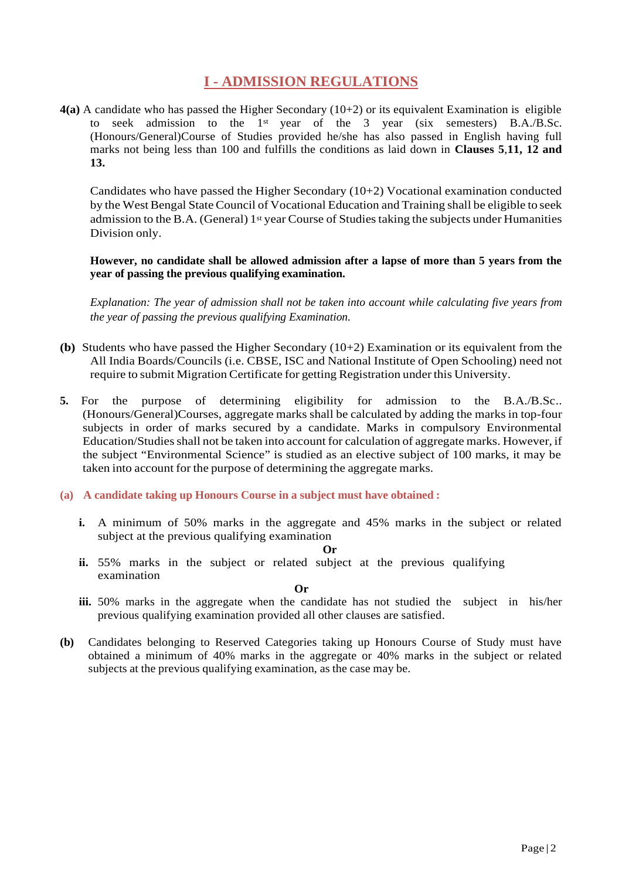# I - ADMISSION REGULATIONS

**4(a)** A candidate who has passed the Higher Secondary (10+2) or its equivalent Examination is eligible to seek admission to the 1st year of the 3 year (six semesters) B.A./B.Sc. (Honours/General)Course of Studies provided he/she has also passed in English having full marks not being less than 100 and fulfills the conditions as laid down in **Clauses 5**,**11, 12 and 13.**

Candidates who have passed the Higher Secondary (10+2) Vocational examination conducted by the West Bengal State Council of Vocational Education and Training shall be eligible to seek admission to the B.A. (General) 1st year Course of Studies taking the subjects under Humanities Division only.

**However, no candidate shall be allowed admission after a lapse of more than 5 years from the year of passing the previous qualifying examination.**

*Explanation: The year of admission shall not be taken into account while calculating five years from the year of passing the previous qualifying Examination.*

**(b)** Students who have passed the Higher Secondary (10+2) Examination or its equivalent from the All India Boards/Councils (i.e. CBSE, ISC and National Institute of Open Schooling) need not require to submit Migration Certificate for getting Registration under this University.

**5.** For the purpose of determining eligibility for admission to the B.A./B.Sc.. (Honours/General)Courses, aggregate marks shall be calculated by adding the marks in top-four subjects in order of marks secured by a candidate. Marks in compulsory Environmental Education/Studies shall not be taken into account for calculation of aggregate marks. However, if the subject "Environmental Science" is studied as an elective subject of 100 marks, it may be taken into account for the purpose of determining the aggregate marks.

**(a) A candidate taking up Honours Course in a subject must have obtained :**

- **i.** A minimum of 50% marks in the aggregate and 45% marks in the subject or related subject at the previous qualifying examination

**Or**

- **ii.** 55% marks in the subject or related subject at the previous qualifying examination

**Or**

- **iii.** 50% marks in the aggregate when the candidate has not studied the subject in his/her previous qualifying examination provided all other clauses are satisfied.

**(b)** Candidates belonging to Reserved Categories taking up Honours Course of Study must have obtained a minimum of 40% marks in the aggregate or 40% marks in the subject or related subjects at the previous qualifying examination, as the case may be.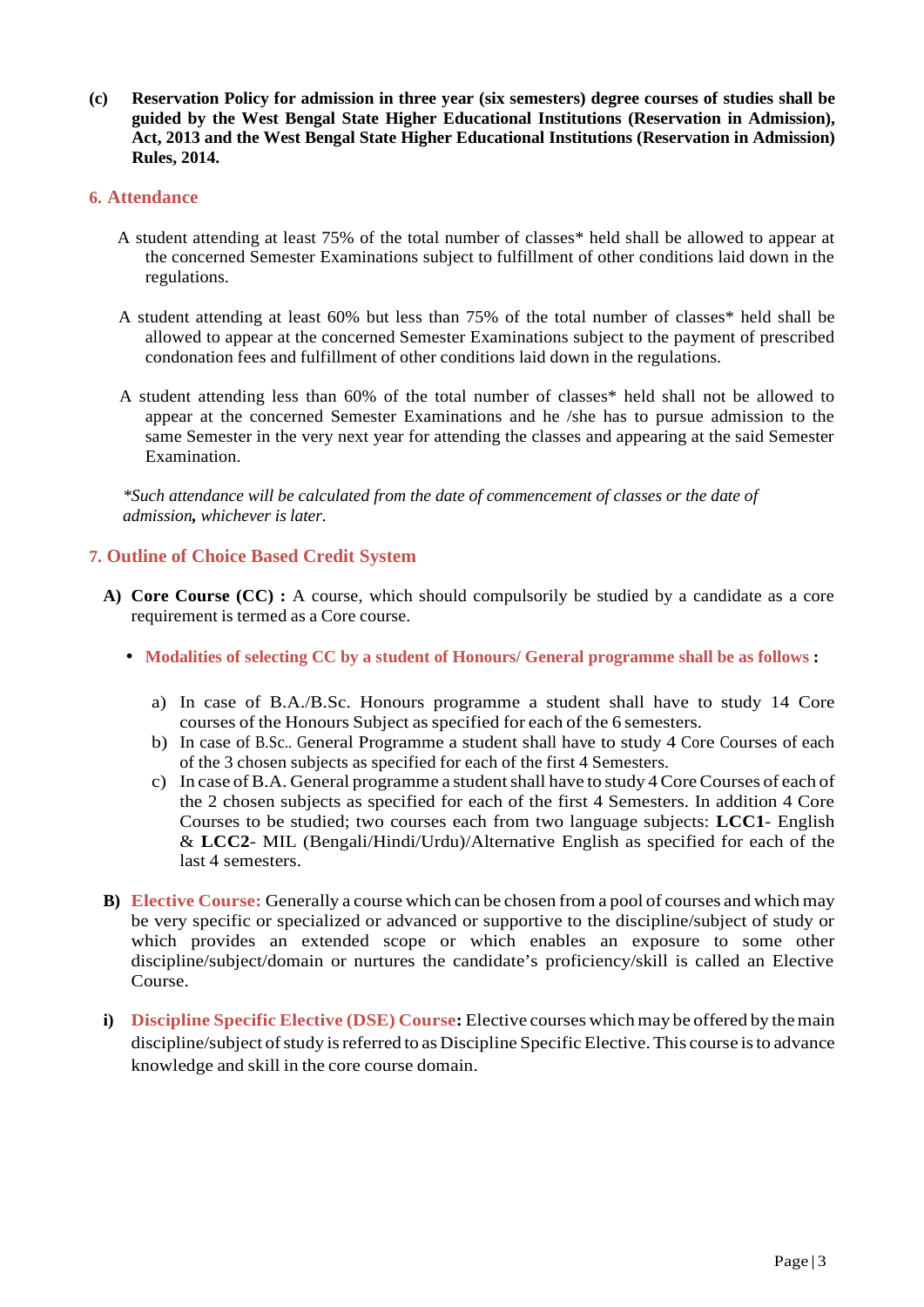**(c) Reservation Policy for admission in three year (six semesters) degree courses of studies shall be guided by the West Bengal State Higher Educational Institutions (Reservation in Admission), Act, 2013 and the West Bengal State Higher Educational Institutions (Reservation in Admission) Rules, 2014.**

## 6. Attendance

A student attending at least 75% of the total number of classes* held shall be allowed to appear at the concerned Semester Examinations subject to fulfillment of other conditions laid down in the regulations.

A student attending at least 60% but less than 75% of the total number of classes* held shall be allowed to appear at the concerned Semester Examinations subject to the payment of prescribed condonation fees and fulfillment of other conditions laid down in the regulations.

A student attending less than 60% of the total number of classes* held shall not be allowed to appear at the concerned Semester Examinations and he /she has to pursue admission to the same Semester in the very next year for attending the classes and appearing at the said Semester Examination.

**Such attendance will be calculated from the date of commencement of classes or the date of admission, whichever is later.*

## 7. Outline of Choice Based Credit System

**A) Core Course (CC) :** A course, which should compulsorily be studied by a candidate as a core requirement is termed as a Core course.

- **Modalities of selecting CC by a student of Honours/ General programme shall be as follows :**

  a) In case of B.A./B.Sc. Honours programme a student shall have to study 14 Core courses of the Honours Subject as specified for each of the 6 semesters.

  b) In case of B.Sc.. General Programme a student shall have to study 4 Core Courses of each of the 3 chosen subjects as specified for each of the first 4 Semesters.

  c) In case of B.A. General programme a student shall have to study 4 Core Courses of each of the 2 chosen subjects as specified for each of the first 4 Semesters. In addition 4 Core Courses to be studied; two courses each from two language subjects: **LCC1**- English & **LCC2**- MIL (Bengali/Hindi/Urdu)/Alternative English as specified for each of the last 4 semesters.

**B) Elective Course:** Generally a course which can be chosen from a pool of courses and which may be very specific or specialized or advanced or supportive to the discipline/subject of study or which provides an extended scope or which enables an exposure to some other discipline/subject/domain or nurtures the candidate's proficiency/skill is called an Elective Course.

**i) Discipline Specific Elective (DSE) Course:** Elective courses which may be offered by the main discipline/subject of study is referred to as Discipline Specific Elective. This course is to advance knowledge and skill in the core course domain.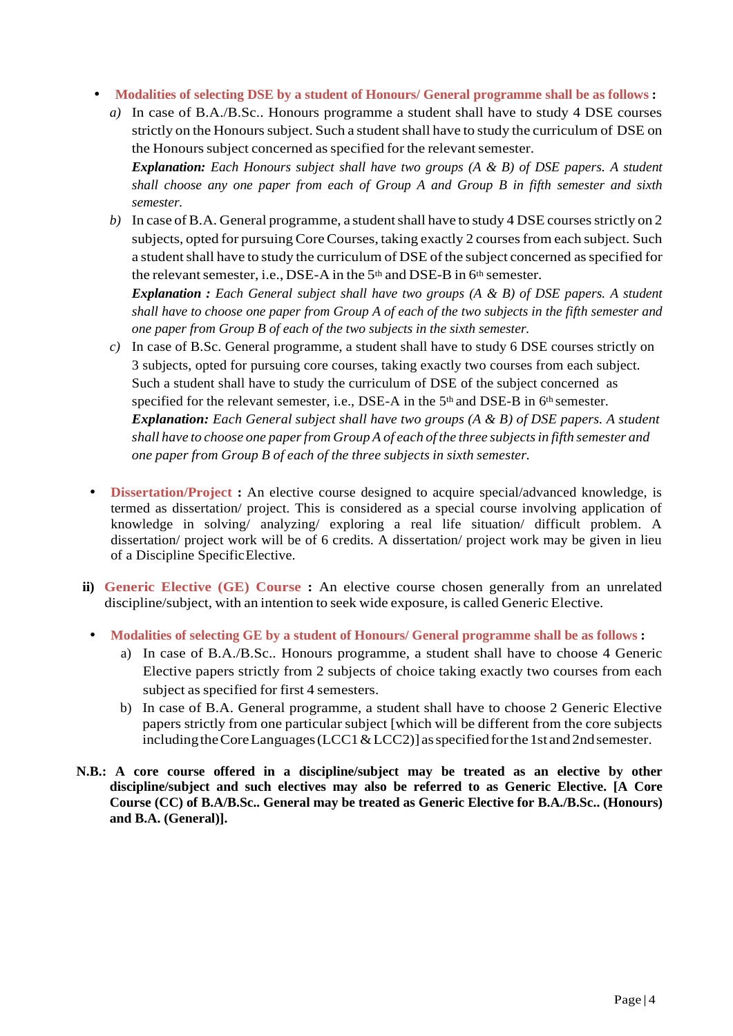- **Modalities of selecting DSE by a student of Honours/ General programme shall be as follows :**
  a) In case of B.A./B.Sc.. Honours programme a student shall have to study 4 DSE courses strictly on the Honours subject. Such a student shall have to study the curriculum of DSE on the Honours subject concerned as specified for the relevant semester.
  ***Explanation:*** *Each Honours subject shall have two groups (A & B) of DSE papers. A student shall choose any one paper from each of Group A and Group B in fifth semester and sixth semester.*
  b) In case of B.A. General programme, a student shall have to study 4 DSE courses strictly on 2 subjects, opted for pursuing Core Courses, taking exactly 2 courses from each subject. Such a student shall have to study the curriculum of DSE of the subject concerned as specified for the relevant semester, i.e., DSE-A in the 5th and DSE-B in 6th semester.
  ***Explanation :*** *Each General subject shall have two groups (A & B) of DSE papers. A student shall have to choose one paper from Group A of each of the two subjects in the fifth semester and one paper from Group B of each of the two subjects in the sixth semester.*
  c) In case of B.Sc. General programme, a student shall have to study 6 DSE courses strictly on 3 subjects, opted for pursuing core courses, taking exactly two courses from each subject. Such a student shall have to study the curriculum of DSE of the subject concerned as specified for the relevant semester, i.e., DSE-A in the 5th and DSE-B in 6th semester.
  ***Explanation:*** *Each General subject shall have two groups (A & B) of DSE papers. A student shall have to choose one paper from Group A of each of the three subjects in fifth semester and one paper from Group B of each of the three subjects in sixth semester.*

- **Dissertation/Project :** An elective course designed to acquire special/advanced knowledge, is termed as dissertation/ project. This is considered as a special course involving application of knowledge in solving/ analyzing/ exploring a real life situation/ difficult problem. A dissertation/ project work will be of 6 credits. A dissertation/ project work may be given in lieu of a Discipline Specific Elective.

**ii)** **Generic Elective (GE) Course :** An elective course chosen generally from an unrelated discipline/subject, with an intention to seek wide exposure, is called Generic Elective.

- **Modalities of selecting GE by a student of Honours/ General programme shall be as follows :**
  a) In case of B.A./B.Sc.. Honours programme, a student shall have to choose 4 Generic Elective papers strictly from 2 subjects of choice taking exactly two courses from each subject as specified for first 4 semesters.
  b) In case of B.A. General programme, a student shall have to choose 2 Generic Elective papers strictly from one particular subject [which will be different from the core subjects including the Core Languages (LCC1 & LCC2)] as specified for the 1st and 2nd semester.

**N.B.: A core course offered in a discipline/subject may be treated as an elective by other discipline/subject and such electives may also be referred to as Generic Elective. [A Core Course (CC) of B.A/B.Sc.. General may be treated as Generic Elective for B.A./B.Sc.. (Honours) and B.A. (General)].**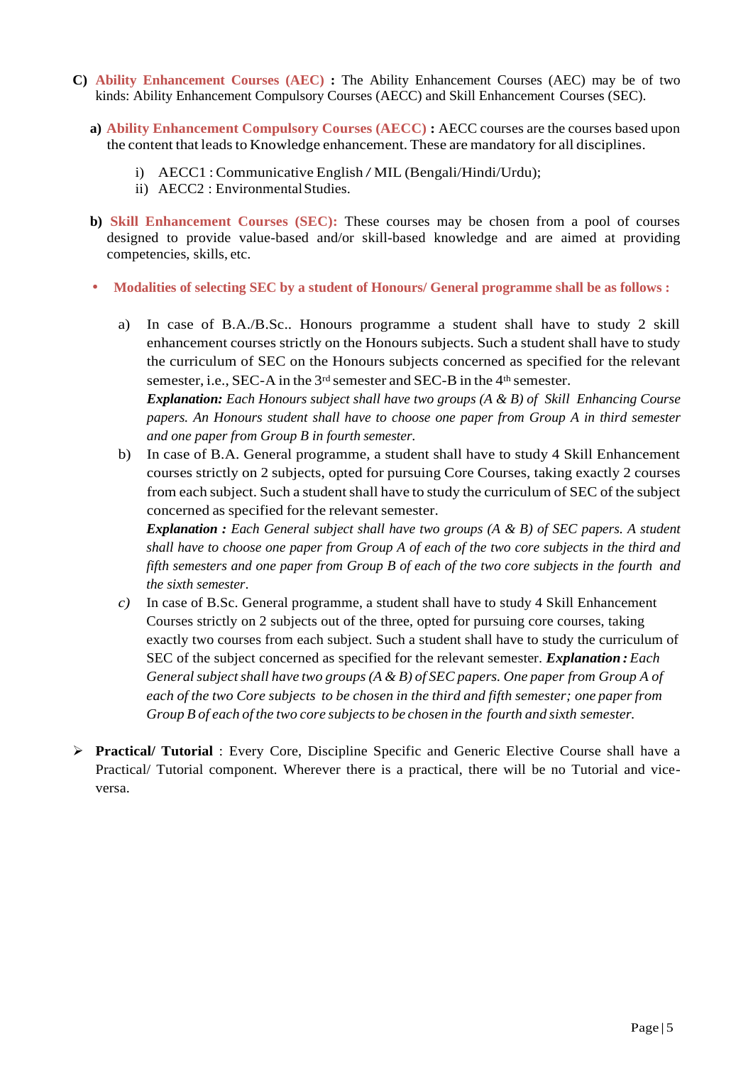**C) Ability Enhancement Courses (AEC) :** The Ability Enhancement Courses (AEC) may be of two kinds: Ability Enhancement Compulsory Courses (AECC) and Skill Enhancement Courses (SEC).

**a) Ability Enhancement Compulsory Courses (AECC) :** AECC courses are the courses based upon the content that leads to Knowledge enhancement. These are mandatory for all disciplines.

i) AECC1 : Communicative English / MIL (Bengali/Hindi/Urdu);
ii) AECC2 : Environmental Studies.

**b) Skill Enhancement Courses (SEC):** These courses may be chosen from a pool of courses designed to provide value-based and/or skill-based knowledge and are aimed at providing competencies, skills, etc.

- **Modalities of selecting SEC by a student of Honours/ General programme shall be as follows :**

a) In case of B.A./B.Sc.. Honours programme a student shall have to study 2 skill enhancement courses strictly on the Honours subjects. Such a student shall have to study the curriculum of SEC on the Honours subjects concerned as specified for the relevant semester, i.e., SEC-A in the 3rd semester and SEC-B in the 4th semester.
***Explanation:*** *Each Honours subject shall have two groups (A & B) of Skill Enhancing Course papers. An Honours student shall have to choose one paper from Group A in third semester and one paper from Group B in fourth semester.*

b) In case of B.A. General programme, a student shall have to study 4 Skill Enhancement courses strictly on 2 subjects, opted for pursuing Core Courses, taking exactly 2 courses from each subject. Such a student shall have to study the curriculum of SEC of the subject concerned as specified for the relevant semester.
***Explanation :*** *Each General subject shall have two groups (A & B) of SEC papers. A student shall have to choose one paper from Group A of each of the two core subjects in the third and fifth semesters and one paper from Group B of each of the two core subjects in the fourth and the sixth semester.*

*c)* In case of B.Sc. General programme, a student shall have to study 4 Skill Enhancement Courses strictly on 2 subjects out of the three, opted for pursuing core courses, taking exactly two courses from each subject. Such a student shall have to study the curriculum of SEC of the subject concerned as specified for the relevant semester. ***Explanation :*** *Each General subject shall have two groups (A & B) of SEC papers. One paper from Group A of each of the two Core subjects to be chosen in the third and fifth semester; one paper from Group B of each of the two core subjects to be chosen in the fourth and sixth semester.*

- **Practical/ Tutorial** : Every Core, Discipline Specific and Generic Elective Course shall have a Practical/ Tutorial component. Wherever there is a practical, there will be no Tutorial and vice-versa.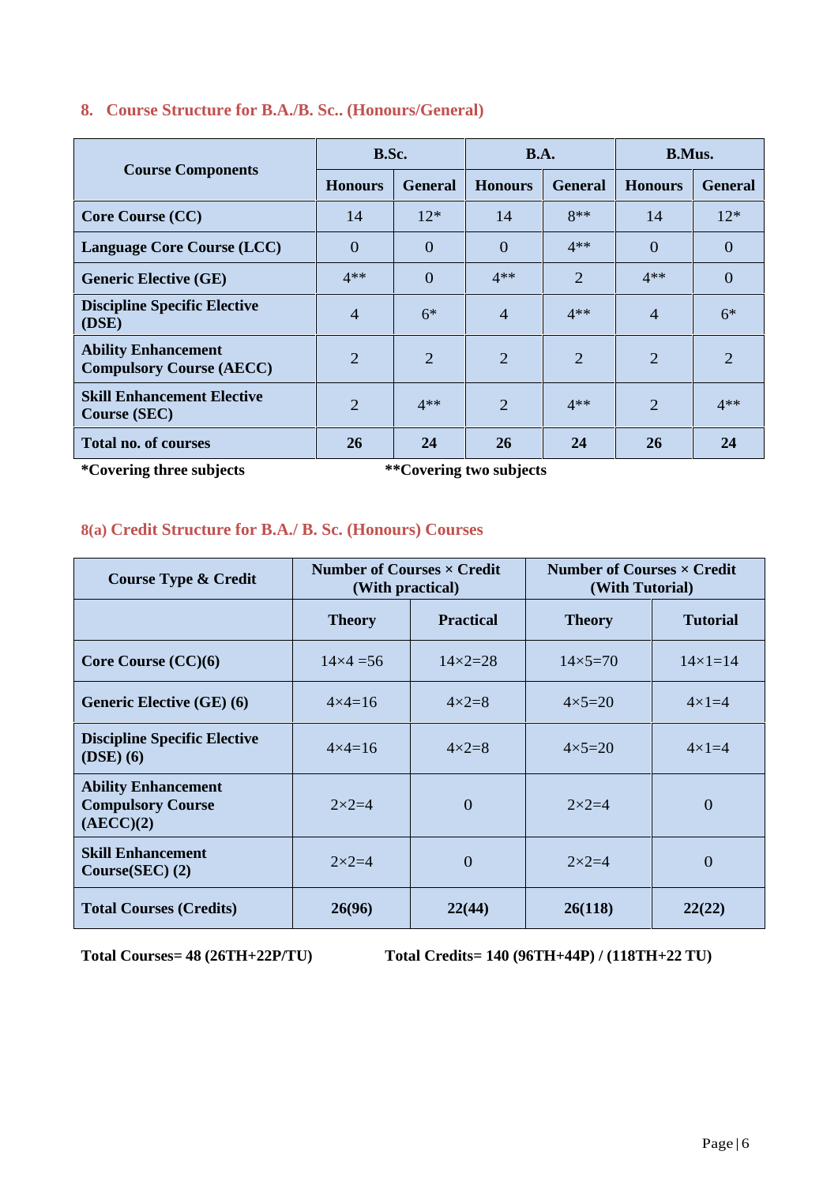## 8. Course Structure for B.A./B. Sc.. (Honours/General)

| Course Components | B.Sc. | | B.A. | | B.Mus. | |
|---|---|---|---|---|---|---|
| | Honours | General | Honours | General | Honours | General |
| Core Course (CC) | 14 | 12* | 14 | 8** | 14 | 12* |
| Language Core Course (LCC) | 0 | 0 | 0 | 4** | 0 | 0 |
| Generic Elective (GE) | 4** | 0 | 4** | 2 | 4** | 0 |
| Discipline Specific Elective (DSE) | 4 | 6* | 4 | 4** | 4 | 6* |
| Ability Enhancement Compulsory Course (AECC) | 2 | 2 | 2 | 2 | 2 | 2 |
| Skill Enhancement Elective Course (SEC) | 2 | 4** | 2 | 4** | 2 | 4** |
| **Total no. of courses** | **26** | **24** | **26** | **24** | **26** | **24** |

**\*Covering three subjects** **\*\*Covering two subjects**

## 8(a) Credit Structure for B.A./ B. Sc. (Honours) Courses

| Course Type & Credit | Number of Courses × Credit (With practical) | | Number of Courses × Credit (With Tutorial) | |
|---|---|---|---|---|
| | Theory | Practical | Theory | Tutorial |
| Core Course (CC)(6) | 14×4 =56 | 14×2=28 | 14×5=70 | 14×1=14 |
| Generic Elective (GE) (6) | 4×4=16 | 4×2=8 | 4×5=20 | 4×1=4 |
| Discipline Specific Elective (DSE) (6) | 4×4=16 | 4×2=8 | 4×5=20 | 4×1=4 |
| Ability Enhancement Compulsory Course (AECC)(2) | 2×2=4 | 0 | 2×2=4 | 0 |
| Skill Enhancement Course(SEC) (2) | 2×2=4 | 0 | 2×2=4 | 0 |
| **Total Courses (Credits)** | **26(96)** | **22(44)** | **26(118)** | **22(22)** |

**Total Courses= 48 (26TH+22P/TU)** **Total Credits= 140 (96TH+44P) / (118TH+22 TU)**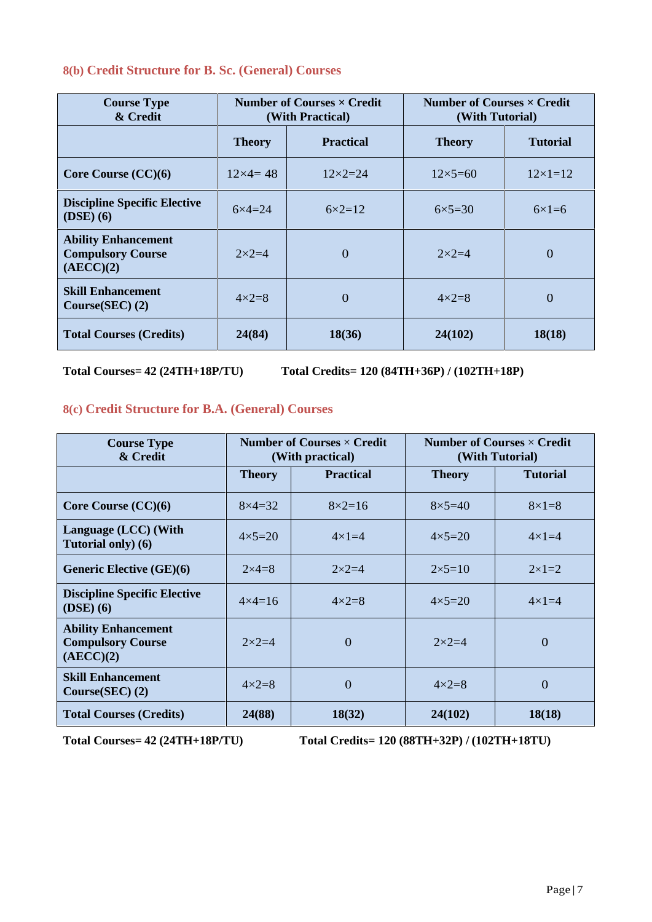### 8(b) Credit Structure for B. Sc. (General) Courses

| Course Type & Credit | Number of Courses × Credit (With Practical) | | Number of Courses × Credit (With Tutorial) | |
|---|---|---|---|---|
| | **Theory** | **Practical** | **Theory** | **Tutorial** |
| **Core Course (CC)(6)** | 12×4= 48 | 12×2=24 | 12×5=60 | 12×1=12 |
| **Discipline Specific Elective (DSE) (6)** | 6×4=24 | 6×2=12 | 6×5=30 | 6×1=6 |
| **Ability Enhancement Compulsory Course (AECC)(2)** | 2×2=4 | 0 | 2×2=4 | 0 |
| **Skill Enhancement Course(SEC) (2)** | 4×2=8 | 0 | 4×2=8 | 0 |
| **Total Courses (Credits)** | **24(84)** | **18(36)** | **24(102)** | **18(18)** |

**Total Courses= 42 (24TH+18P/TU)** **Total Credits= 120 (84TH+36P) / (102TH+18P)**

### 8(c) Credit Structure for B.A. (General) Courses

| Course Type & Credit | Number of Courses × Credit (With practical) | | Number of Courses × Credit (With Tutorial) | |
|---|---|---|---|---|
| | **Theory** | **Practical** | **Theory** | **Tutorial** |
| **Core Course (CC)(6)** | 8×4=32 | 8×2=16 | 8×5=40 | 8×1=8 |
| **Language (LCC) (With Tutorial only) (6)** | 4×5=20 | 4×1=4 | 4×5=20 | 4×1=4 |
| **Generic Elective (GE)(6)** | 2×4=8 | 2×2=4 | 2×5=10 | 2×1=2 |
| **Discipline Specific Elective (DSE) (6)** | 4×4=16 | 4×2=8 | 4×5=20 | 4×1=4 |
| **Ability Enhancement Compulsory Course (AECC)(2)** | 2×2=4 | 0 | 2×2=4 | 0 |
| **Skill Enhancement Course(SEC) (2)** | 4×2=8 | 0 | 4×2=8 | 0 |
| **Total Courses (Credits)** | **24(88)** | **18(32)** | **24(102)** | **18(18)** |

**Total Courses= 42 (24TH+18P/TU)** **Total Credits= 120 (88TH+32P) / (102TH+18TU)**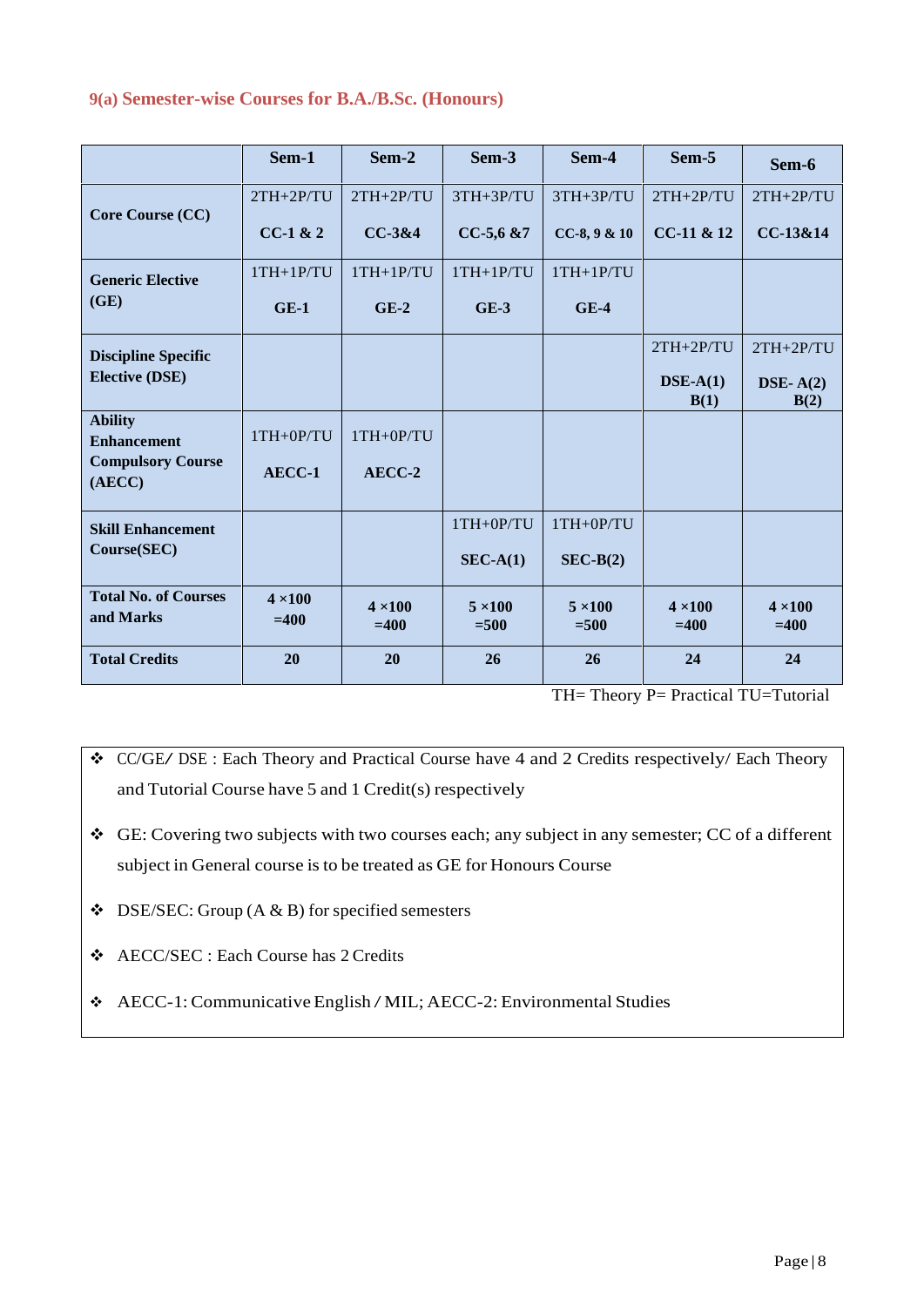### 9(a) Semester-wise Courses for B.A./B.Sc. (Honours)

| | Sem-1 | Sem-2 | Sem-3 | Sem-4 | Sem-5 | Sem-6 |
|---|---|---|---|---|---|---|
| **Core Course (CC)** | 2TH+2P/TU **CC-1 & 2** | 2TH+2P/TU **CC-3&4** | 3TH+3P/TU **CC-5,6 &7** | 3TH+3P/TU **CC-8, 9 & 10** | 2TH+2P/TU **CC-11 & 12** | 2TH+2P/TU **CC-13&14** |
| **Generic Elective (GE)** | 1TH+1P/TU **GE-1** | 1TH+1P/TU **GE-2** | 1TH+1P/TU **GE-3** | 1TH+1P/TU **GE-4** | | |
| **Discipline Specific Elective (DSE)** | | | | | 2TH+2P/TU **DSE-A(1) B(1)** | 2TH+2P/TU **DSE- A(2) B(2)** |
| **Ability Enhancement Compulsory Course (AECC)** | 1TH+0P/TU **AECC-1** | 1TH+0P/TU **AECC-2** | | | | |
| **Skill Enhancement Course(SEC)** | | | 1TH+0P/TU **SEC-A(1)** | 1TH+0P/TU **SEC-B(2)** | | |
| **Total No. of Courses and Marks** | **4 ×100 =400** | **4 ×100 =400** | **5 ×100 =500** | **5 ×100 =500** | **4 ×100 =400** | **4 ×100 =400** |
| **Total Credits** | **20** | **20** | **26** | **26** | **24** | **24** |

TH= Theory P= Practical TU=Tutorial

- CC/GE/ DSE : Each Theory and Practical Course have 4 and 2 Credits respectively/ Each Theory and Tutorial Course have 5 and 1 Credit(s) respectively
- GE: Covering two subjects with two courses each; any subject in any semester; CC of a different subject in General course is to be treated as GE for Honours Course
- DSE/SEC: Group (A & B) for specified semesters
- AECC/SEC : Each Course has 2 Credits
- AECC-1: Communicative English / MIL; AECC-2: Environmental Studies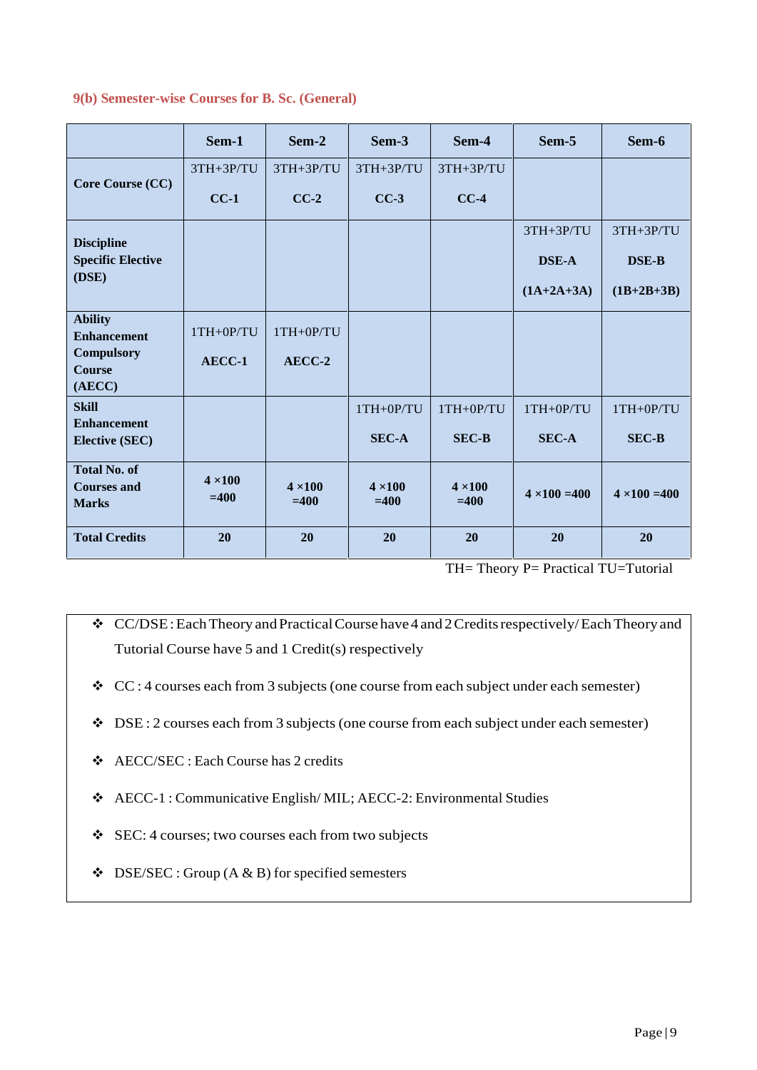### 9(b) Semester-wise Courses for B. Sc. (General)

| | Sem-1 | Sem-2 | Sem-3 | Sem-4 | Sem-5 | Sem-6 |
|---|---|---|---|---|---|---|
| **Core Course (CC)** | 3TH+3P/TU<br>**CC-1** | 3TH+3P/TU<br>**CC-2** | 3TH+3P/TU<br>**CC-3** | 3TH+3P/TU<br>**CC-4** | | |
| **Discipline Specific Elective (DSE)** | | | | | 3TH+3P/TU<br>**DSE-A**<br>**(1A+2A+3A)** | 3TH+3P/TU<br>**DSE-B**<br>**(1B+2B+3B)** |
| **Ability Enhancement Compulsory Course (AECC)** | 1TH+0P/TU<br>**AECC-1** | 1TH+0P/TU<br>**AECC-2** | | | | |
| **Skill Enhancement Elective (SEC)** | | | 1TH+0P/TU<br>**SEC-A** | 1TH+0P/TU<br>**SEC-B** | 1TH+0P/TU<br>**SEC-A** | 1TH+0P/TU<br>**SEC-B** |
| **Total No. of Courses and Marks** | **4 ×100 =400** | **4 ×100 =400** | **4 ×100 =400** | **4 ×100 =400** | **4 ×100 =400** | **4 ×100 =400** |
| **Total Credits** | **20** | **20** | **20** | **20** | **20** | **20** |

TH= Theory P= Practical TU=Tutorial

- CC/DSE : Each Theory and Practical Course have 4 and 2 Credits respectively/ Each Theory and Tutorial Course have 5 and 1 Credit(s) respectively
- CC : 4 courses each from 3 subjects (one course from each subject under each semester)
- DSE : 2 courses each from 3 subjects (one course from each subject under each semester)
- AECC/SEC : Each Course has 2 credits
- AECC-1 : Communicative English/ MIL; AECC-2: Environmental Studies
- SEC: 4 courses; two courses each from two subjects
- DSE/SEC : Group (A & B) for specified semesters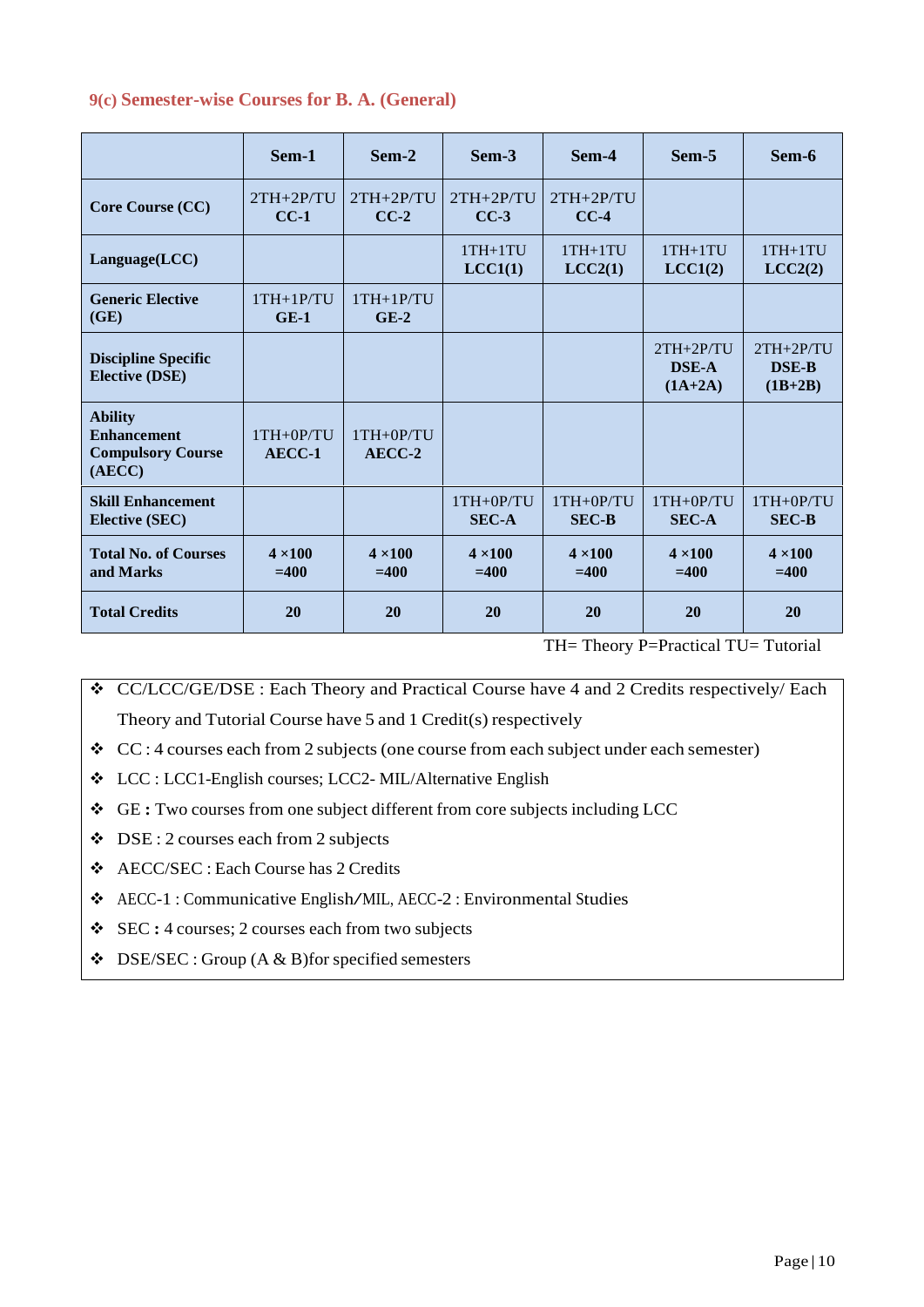### 9(c) Semester-wise Courses for B. A. (General)

| | Sem-1 | Sem-2 | Sem-3 | Sem-4 | Sem-5 | Sem-6 |
|---|---|---|---|---|---|---|
| **Core Course (CC)** | 2TH+2P/TU **CC-1** | 2TH+2P/TU **CC-2** | 2TH+2P/TU **CC-3** | 2TH+2P/TU **CC-4** | | |
| **Language(LCC)** | | | 1TH+1TU **LCC1(1)** | 1TH+1TU **LCC2(1)** | 1TH+1TU **LCC1(2)** | 1TH+1TU **LCC2(2)** |
| **Generic Elective (GE)** | 1TH+1P/TU **GE-1** | 1TH+1P/TU **GE-2** | | | | |
| **Discipline Specific Elective (DSE)** | | | | | 2TH+2P/TU **DSE-A (1A+2A)** | 2TH+2P/TU **DSE-B (1B+2B)** |
| **Ability Enhancement Compulsory Course (AECC)** | 1TH+0P/TU **AECC-1** | 1TH+0P/TU **AECC-2** | | | | |
| **Skill Enhancement Elective (SEC)** | | | 1TH+0P/TU **SEC-A** | 1TH+0P/TU **SEC-B** | 1TH+0P/TU **SEC-A** | 1TH+0P/TU **SEC-B** |
| **Total No. of Courses and Marks** | **4 ×100 =400** | **4 ×100 =400** | **4 ×100 =400** | **4 ×100 =400** | **4 ×100 =400** | **4 ×100 =400** |
| **Total Credits** | **20** | **20** | **20** | **20** | **20** | **20** |

TH= Theory P=Practical TU= Tutorial

- CC/LCC/GE/DSE : Each Theory and Practical Course have 4 and 2 Credits respectively/ Each Theory and Tutorial Course have 5 and 1 Credit(s) respectively
- CC : 4 courses each from 2 subjects (one course from each subject under each semester)
- LCC : LCC1-English courses; LCC2- MIL/Alternative English
- GE **:** Two courses from one subject different from core subjects including LCC
- DSE : 2 courses each from 2 subjects
- AECC/SEC : Each Course has 2 Credits
- AECC-1 : Communicative English/MIL, AECC-2 : Environmental Studies
- SEC **:** 4 courses; 2 courses each from two subjects
- DSE/SEC : Group (A & B)for specified semesters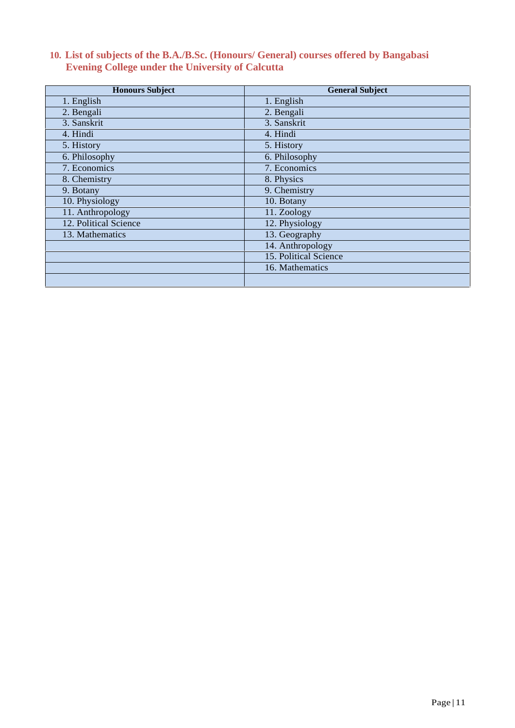## 10. List of subjects of the B.A./B.Sc. (Honours/ General) courses offered by Bangabasi Evening College under the University of Calcutta

| Honours Subject | General Subject |
|---|---|
| 1. English | 1. English |
| 2. Bengali | 2. Bengali |
| 3. Sanskrit | 3. Sanskrit |
| 4. Hindi | 4. Hindi |
| 5. History | 5. History |
| 6. Philosophy | 6. Philosophy |
| 7. Economics | 7. Economics |
| 8. Chemistry | 8. Physics |
| 9. Botany | 9. Chemistry |
| 10. Physiology | 10. Botany |
| 11. Anthropology | 11. Zoology |
| 12. Political Science | 12. Physiology |
| 13. Mathematics | 13. Geography |
| | 14. Anthropology |
| | 15. Political Science |
| | 16. Mathematics |
| | |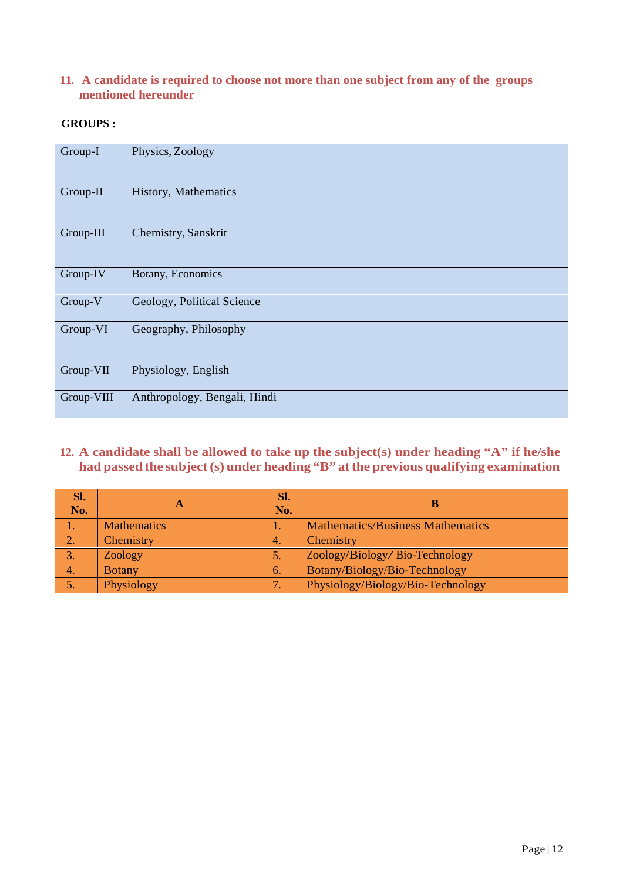**11. A candidate is required to choose not more than one subject from any of the groups mentioned hereunder**

**GROUPS :**

| | |
|---|---|
| Group-I | Physics, Zoology |
| Group-II | History, Mathematics |
| Group-III | Chemistry, Sanskrit |
| Group-IV | Botany, Economics |
| Group-V | Geology, Political Science |
| Group-VI | Geography, Philosophy |
| Group-VII | Physiology, English |
| Group-VIII | Anthropology, Bengali, Hindi |

**12. A candidate shall be allowed to take up the subject(s) under heading "A" if he/she had passed the subject (s) under heading "B" at the previous qualifying examination**

| Sl. No. | A | Sl. No. | B |
|---|---|---|---|
| 1. | Mathematics | 1. | Mathematics/Business Mathematics |
| 2. | Chemistry | 4. | Chemistry |
| 3. | Zoology | 5. | Zoology/Biology/ Bio-Technology |
| 4. | Botany | 6. | Botany/Biology/Bio-Technology |
| 5. | Physiology | 7. | Physiology/Biology/Bio-Technology |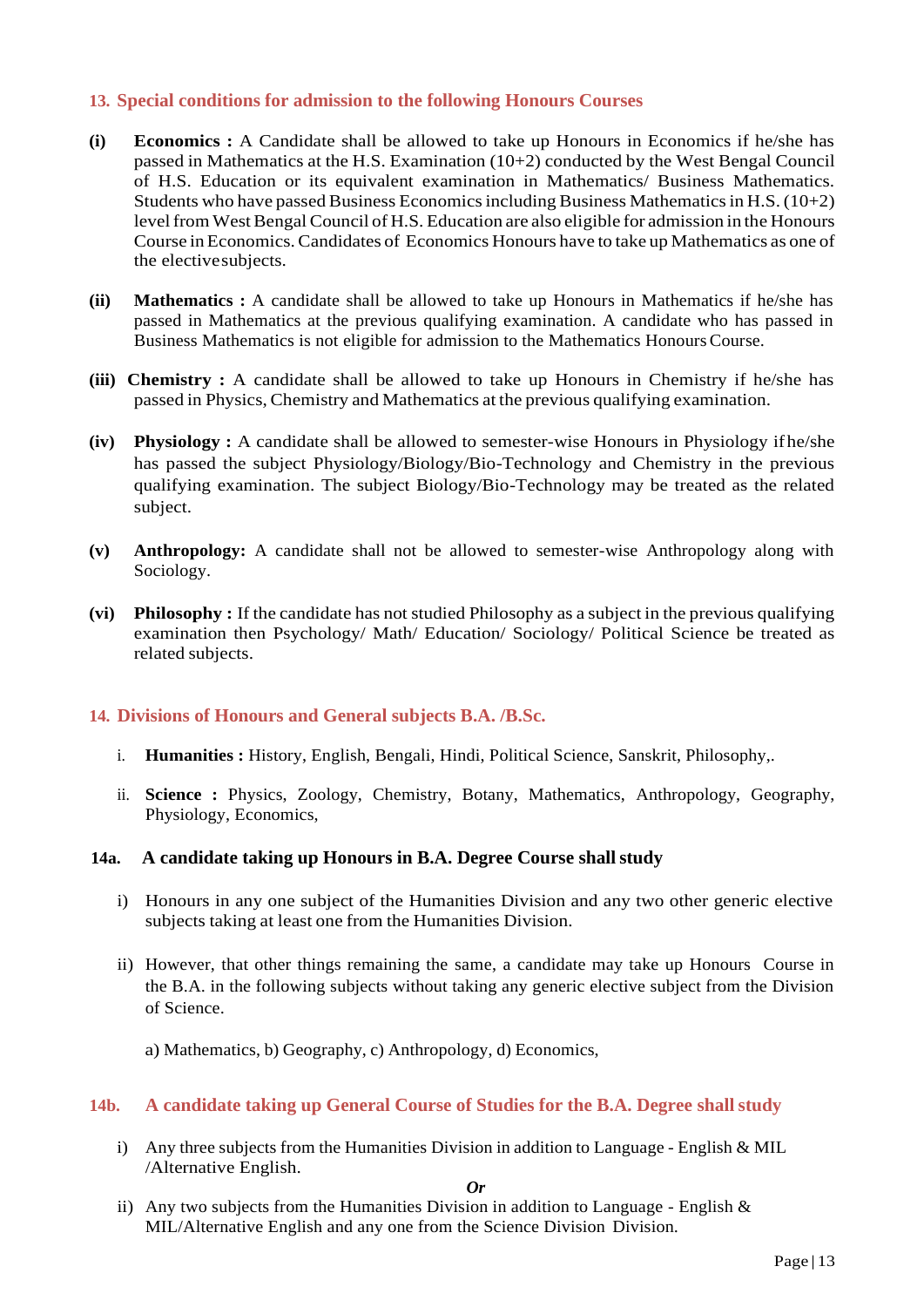## 13. Special conditions for admission to the following Honours Courses

**(i)** **Economics :** A Candidate shall be allowed to take up Honours in Economics if he/she has passed in Mathematics at the H.S. Examination (10+2) conducted by the West Bengal Council of H.S. Education or its equivalent examination in Mathematics/ Business Mathematics. Students who have passed Business Economics including Business Mathematics in H.S. (10+2) level from West Bengal Council of H.S. Education are also eligible for admission in the Honours Course in Economics. Candidates of Economics Honours have to take up Mathematics as one of the electivesubjects.

**(ii)** **Mathematics :** A candidate shall be allowed to take up Honours in Mathematics if he/she has passed in Mathematics at the previous qualifying examination. A candidate who has passed in Business Mathematics is not eligible for admission to the Mathematics Honours Course.

**(iii)** **Chemistry :** A candidate shall be allowed to take up Honours in Chemistry if he/she has passed in Physics, Chemistry and Mathematics at the previous qualifying examination.

**(iv)** **Physiology :** A candidate shall be allowed to semester-wise Honours in Physiology ifhe/she has passed the subject Physiology/Biology/Bio-Technology and Chemistry in the previous qualifying examination. The subject Biology/Bio-Technology may be treated as the related subject.

**(v)** **Anthropology:** A candidate shall not be allowed to semester-wise Anthropology along with Sociology.

**(vi)** **Philosophy :** If the candidate has not studied Philosophy as a subject in the previous qualifying examination then Psychology/ Math/ Education/ Sociology/ Political Science be treated as related subjects.

## 14. Divisions of Honours and General subjects B.A. /B.Sc.

i. **Humanities :** History, English, Bengali, Hindi, Political Science, Sanskrit, Philosophy,.

ii. **Science :** Physics, Zoology, Chemistry, Botany, Mathematics, Anthropology, Geography, Physiology, Economics,

### 14a. A candidate taking up Honours in B.A. Degree Course shall study

i) Honours in any one subject of the Humanities Division and any two other generic elective subjects taking at least one from the Humanities Division.

ii) However, that other things remaining the same, a candidate may take up Honours Course in the B.A. in the following subjects without taking any generic elective subject from the Division of Science.

a) Mathematics, b) Geography, c) Anthropology, d) Economics,

### 14b. A candidate taking up General Course of Studies for the B.A. Degree shall study

i) Any three subjects from the Humanities Division in addition to Language - English & MIL /Alternative English.

*Or*

ii) Any two subjects from the Humanities Division in addition to Language - English & MIL/Alternative English and any one from the Science Division Division.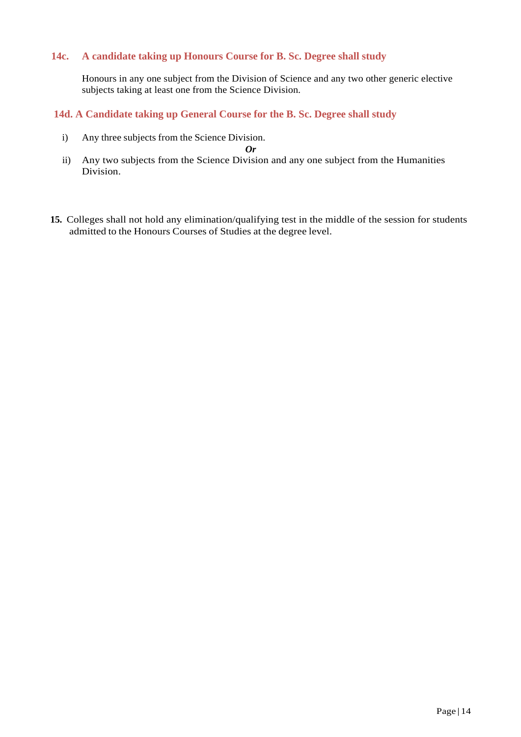### 14c. A candidate taking up Honours Course for B. Sc. Degree shall study

Honours in any one subject from the Division of Science and any two other generic elective subjects taking at least one from the Science Division.

### 14d. A Candidate taking up General Course for the B. Sc. Degree shall study

i) Any three subjects from the Science Division.

***Or***

ii) Any two subjects from the Science Division and any one subject from the Humanities Division.

**15.** Colleges shall not hold any elimination/qualifying test in the middle of the session for students admitted to the Honours Courses of Studies at the degree level.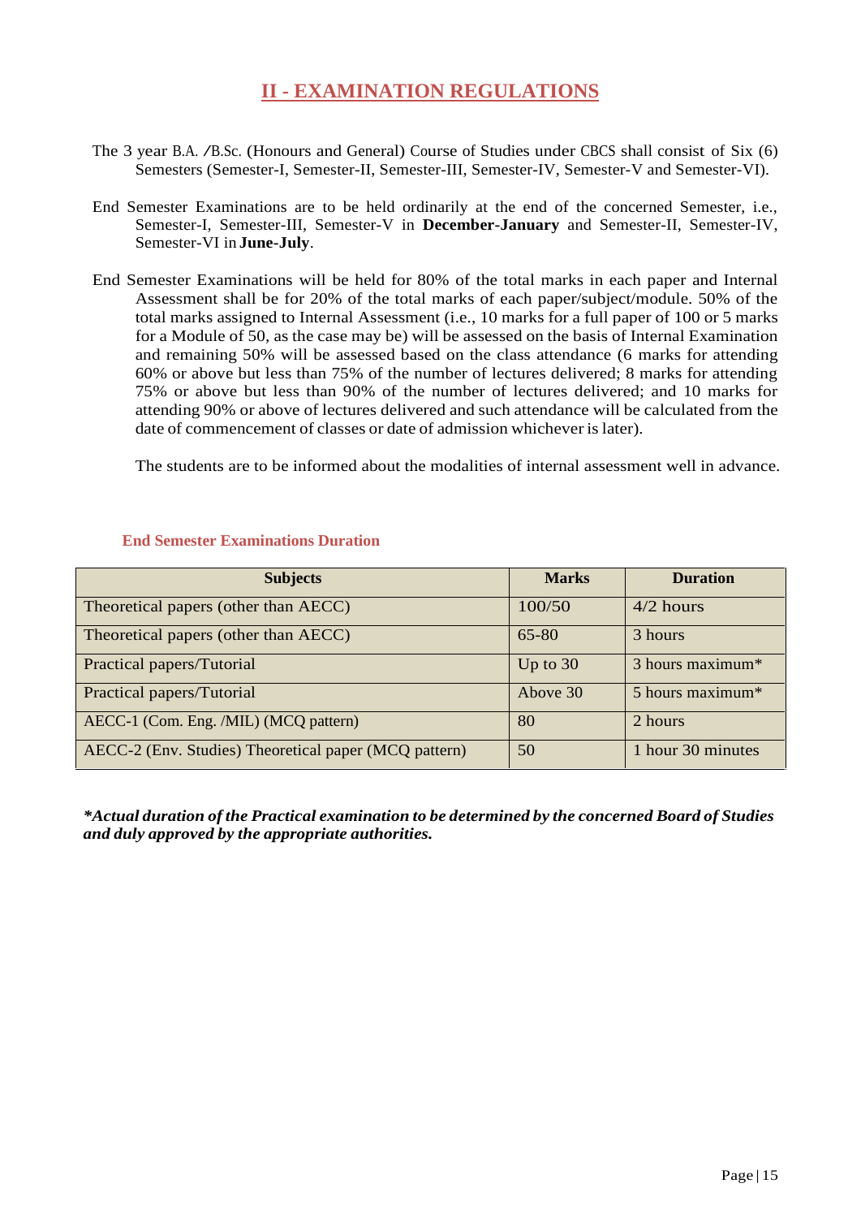# II - EXAMINATION REGULATIONS

The 3 year B.A. /B.Sc. (Honours and General) Course of Studies under CBCS shall consist of Six (6) Semesters (Semester-I, Semester-II, Semester-III, Semester-IV, Semester-V and Semester-VI).

End Semester Examinations are to be held ordinarily at the end of the concerned Semester, i.e., Semester-I, Semester-III, Semester-V in **December-January** and Semester-II, Semester-IV, Semester-VI in **June-July**.

End Semester Examinations will be held for 80% of the total marks in each paper and Internal Assessment shall be for 20% of the total marks of each paper/subject/module. 50% of the total marks assigned to Internal Assessment (i.e., 10 marks for a full paper of 100 or 5 marks for a Module of 50, as the case may be) will be assessed on the basis of Internal Examination and remaining 50% will be assessed based on the class attendance (6 marks for attending 60% or above but less than 75% of the number of lectures delivered; 8 marks for attending 75% or above but less than 90% of the number of lectures delivered; and 10 marks for attending 90% or above of lectures delivered and such attendance will be calculated from the date of commencement of classes or date of admission whichever is later).

The students are to be informed about the modalities of internal assessment well in advance.

### End Semester Examinations Duration

| Subjects | Marks | Duration |
|---|---|---|
| Theoretical papers (other than AECC) | 100/50 | 4/2 hours |
| Theoretical papers (other than AECC) | 65-80 | 3 hours |
| Practical papers/Tutorial | Up to 30 | 3 hours maximum* |
| Practical papers/Tutorial | Above 30 | 5 hours maximum* |
| AECC-1 (Com. Eng. /MIL) (MCQ pattern) | 80 | 2 hours |
| AECC-2 (Env. Studies) Theoretical paper (MCQ pattern) | 50 | 1 hour 30 minutes |

***Actual duration of the Practical examination to be determined by the concerned Board of Studies and duly approved by the appropriate authorities.***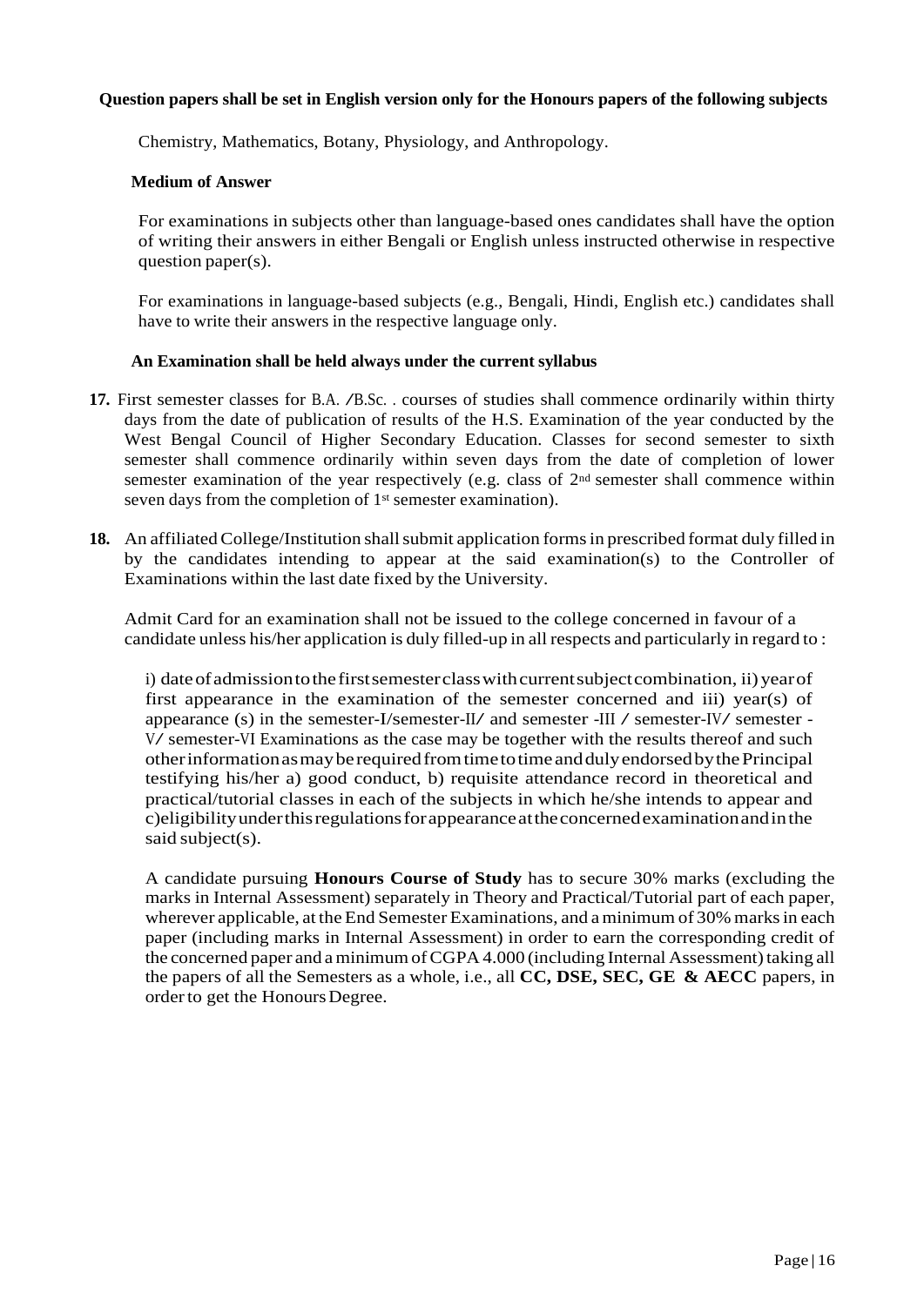**Question papers shall be set in English version only for the Honours papers of the following subjects**

Chemistry, Mathematics, Botany, Physiology, and Anthropology.

**Medium of Answer**

For examinations in subjects other than language-based ones candidates shall have the option of writing their answers in either Bengali or English unless instructed otherwise in respective question paper(s).

For examinations in language-based subjects (e.g., Bengali, Hindi, English etc.) candidates shall have to write their answers in the respective language only.

**An Examination shall be held always under the current syllabus**

**17.** First semester classes for B.A. /B.Sc. . courses of studies shall commence ordinarily within thirty days from the date of publication of results of the H.S. Examination of the year conducted by the West Bengal Council of Higher Secondary Education. Classes for second semester to sixth semester shall commence ordinarily within seven days from the date of completion of lower semester examination of the year respectively (e.g. class of 2nd semester shall commence within seven days from the completion of 1st semester examination).

**18.** An affiliated College/Institution shall submit application forms in prescribed format duly filled in by the candidates intending to appear at the said examination(s) to the Controller of Examinations within the last date fixed by the University.

Admit Card for an examination shall not be issued to the college concerned in favour of a candidate unless his/her application is duly filled-up in all respects and particularly in regard to :

i) date of admission to the first semester class with current subject combination, ii) year of first appearance in the examination of the semester concerned and iii) year(s) of appearance (s) in the semester-I/semester-II/ and semester -III / semester-IV/ semester -V/ semester-VI Examinations as the case may be together with the results thereof and such other information as may be required from time to time and duly endorsed by the Principal testifying his/her a) good conduct, b) requisite attendance record in theoretical and practical/tutorial classes in each of the subjects in which he/she intends to appear and c)eligibility under this regulations for appearance at the concerned examination and in the said subject(s).

A candidate pursuing **Honours Course of Study** has to secure 30% marks (excluding the marks in Internal Assessment) separately in Theory and Practical/Tutorial part of each paper, wherever applicable, at the End Semester Examinations, and a minimum of 30% marks in each paper (including marks in Internal Assessment) in order to earn the corresponding credit of the concerned paper and a minimum of CGPA 4.000 (including Internal Assessment) taking all the papers of all the Semesters as a whole, i.e., all **CC, DSE, SEC, GE & AECC** papers, in order to get the Honours Degree.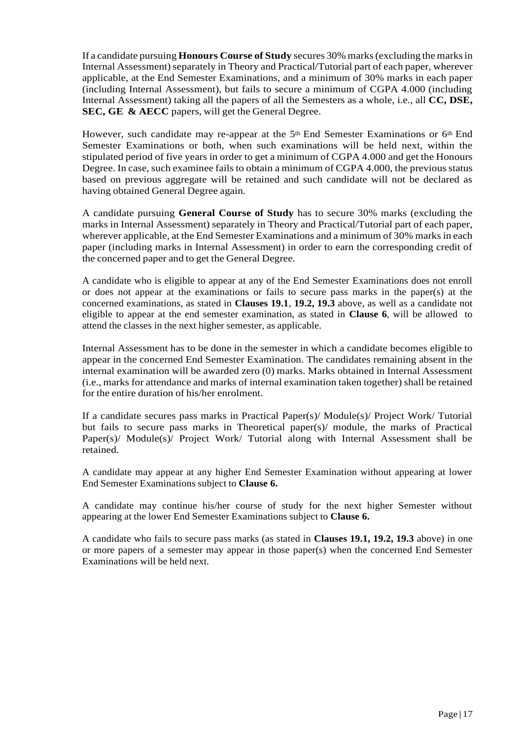If a candidate pursuing **Honours Course of Study** secures 30% marks (excluding the marks in Internal Assessment) separately in Theory and Practical/Tutorial part of each paper, wherever applicable, at the End Semester Examinations, and a minimum of 30% marks in each paper (including Internal Assessment), but fails to secure a minimum of CGPA 4.000 (including Internal Assessment) taking all the papers of all the Semesters as a whole, i.e., all **CC, DSE, SEC, GE & AECC** papers, will get the General Degree.

However, such candidate may re-appear at the 5th End Semester Examinations or 6th End Semester Examinations or both, when such examinations will be held next, within the stipulated period of five years in order to get a minimum of CGPA 4.000 and get the Honours Degree. In case, such examinee fails to obtain a minimum of CGPA 4.000, the previous status based on previous aggregate will be retained and such candidate will not be declared as having obtained General Degree again.

A candidate pursuing **General Course of Study** has to secure 30% marks (excluding the marks in Internal Assessment) separately in Theory and Practical/Tutorial part of each paper, wherever applicable, at the End Semester Examinations and a minimum of 30% marks in each paper (including marks in Internal Assessment) in order to earn the corresponding credit of the concerned paper and to get the General Degree.

A candidate who is eligible to appear at any of the End Semester Examinations does not enroll or does not appear at the examinations or fails to secure pass marks in the paper(s) at the concerned examinations, as stated in **Clauses 19.1**, **19.2, 19.3** above, as well as a candidate not eligible to appear at the end semester examination, as stated in **Clause 6**, will be allowed to attend the classes in the next higher semester, as applicable.

Internal Assessment has to be done in the semester in which a candidate becomes eligible to appear in the concerned End Semester Examination. The candidates remaining absent in the internal examination will be awarded zero (0) marks. Marks obtained in Internal Assessment (i.e., marks for attendance and marks of internal examination taken together) shall be retained for the entire duration of his/her enrolment.

If a candidate secures pass marks in Practical Paper(s)/ Module(s)/ Project Work/ Tutorial but fails to secure pass marks in Theoretical paper(s)/ module, the marks of Practical Paper(s)/ Module(s)/ Project Work/ Tutorial along with Internal Assessment shall be retained.

A candidate may appear at any higher End Semester Examination without appearing at lower End Semester Examinations subject to **Clause 6.**

A candidate may continue his/her course of study for the next higher Semester without appearing at the lower End Semester Examinations subject to **Clause 6.**

A candidate who fails to secure pass marks (as stated in **Clauses 19.1, 19.2, 19.3** above) in one or more papers of a semester may appear in those paper(s) when the concerned End Semester Examinations will be held next.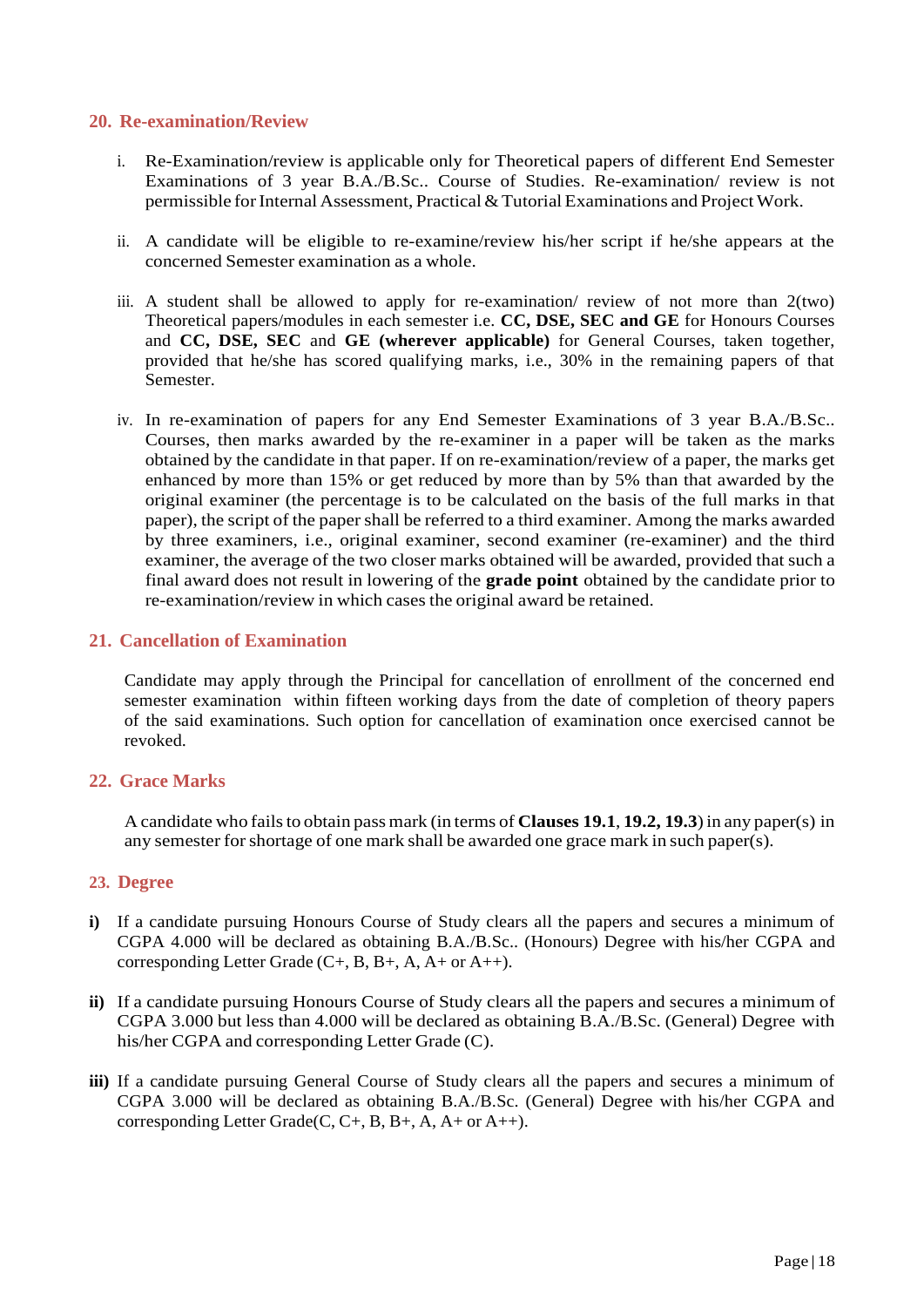## 20. Re-examination/Review

i. Re-Examination/review is applicable only for Theoretical papers of different End Semester Examinations of 3 year B.A./B.Sc.. Course of Studies. Re-examination/ review is not permissible for Internal Assessment, Practical & Tutorial Examinations and Project Work.

ii. A candidate will be eligible to re-examine/review his/her script if he/she appears at the concerned Semester examination as a whole.

iii. A student shall be allowed to apply for re-examination/ review of not more than 2(two) Theoretical papers/modules in each semester i.e. **CC, DSE, SEC and GE** for Honours Courses and **CC, DSE, SEC** and **GE (wherever applicable)** for General Courses, taken together, provided that he/she has scored qualifying marks, i.e., 30% in the remaining papers of that Semester.

iv. In re-examination of papers for any End Semester Examinations of 3 year B.A./B.Sc.. Courses, then marks awarded by the re-examiner in a paper will be taken as the marks obtained by the candidate in that paper. If on re-examination/review of a paper, the marks get enhanced by more than 15% or get reduced by more than by 5% than that awarded by the original examiner (the percentage is to be calculated on the basis of the full marks in that paper), the script of the paper shall be referred to a third examiner. Among the marks awarded by three examiners, i.e., original examiner, second examiner (re-examiner) and the third examiner, the average of the two closer marks obtained will be awarded, provided that such a final award does not result in lowering of the **grade point** obtained by the candidate prior to re-examination/review in which cases the original award be retained.

## 21. Cancellation of Examination

Candidate may apply through the Principal for cancellation of enrollment of the concerned end semester examination within fifteen working days from the date of completion of theory papers of the said examinations. Such option for cancellation of examination once exercised cannot be revoked.

## 22. Grace Marks

A candidate who fails to obtain pass mark (in terms of **Clauses 19.1**, **19.2, 19.3**) in any paper(s) in any semester for shortage of one mark shall be awarded one grace mark in such paper(s).

## 23. Degree

**i)** If a candidate pursuing Honours Course of Study clears all the papers and secures a minimum of CGPA 4.000 will be declared as obtaining B.A./B.Sc.. (Honours) Degree with his/her CGPA and corresponding Letter Grade (C+, B, B+, A, A+ or A++).

**ii)** If a candidate pursuing Honours Course of Study clears all the papers and secures a minimum of CGPA 3.000 but less than 4.000 will be declared as obtaining B.A./B.Sc. (General) Degree with his/her CGPA and corresponding Letter Grade (C).

**iii)** If a candidate pursuing General Course of Study clears all the papers and secures a minimum of CGPA 3.000 will be declared as obtaining B.A./B.Sc. (General) Degree with his/her CGPA and corresponding Letter Grade(C, C+, B, B+, A, A+ or A++).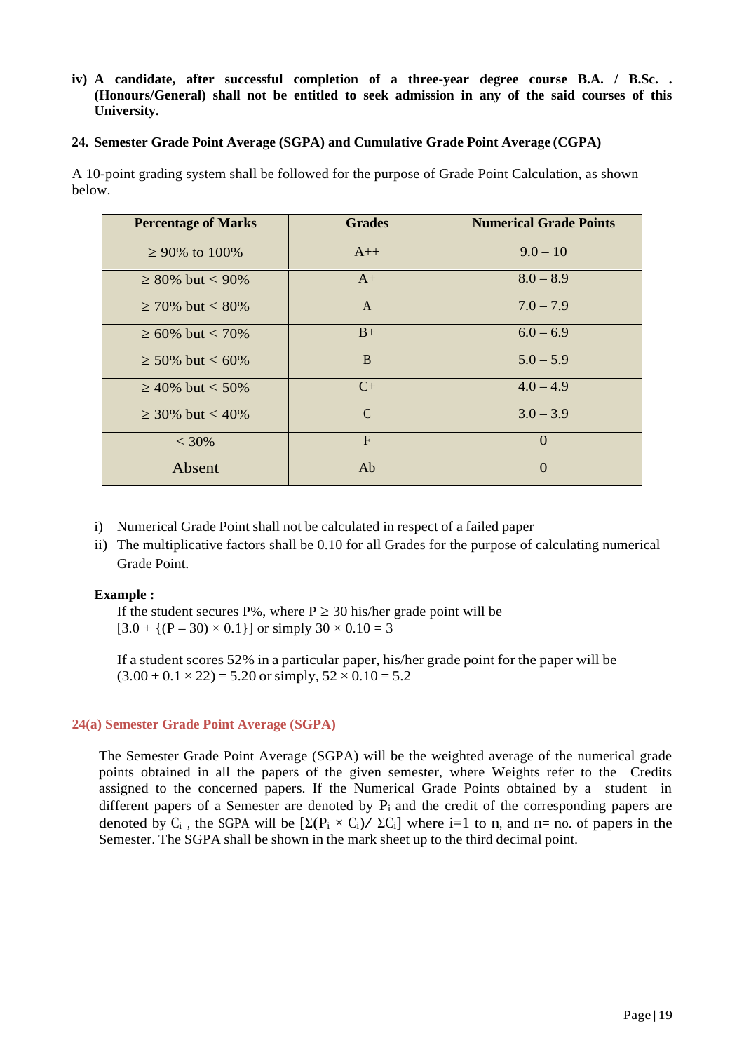**iv) A candidate, after successful completion of a three-year degree course B.A. / B.Sc. . (Honours/General) shall not be entitled to seek admission in any of the said courses of this University.**

## 24. Semester Grade Point Average (SGPA) and Cumulative Grade Point Average (CGPA)

A 10-point grading system shall be followed for the purpose of Grade Point Calculation, as shown below.

| Percentage of Marks | Grades | Numerical Grade Points |
|---|---|---|
| ≥ 90% to 100% | A++ | 9.0 – 10 |
| ≥ 80% but < 90% | A+ | 8.0 – 8.9 |
| ≥ 70% but < 80% | A | 7.0 – 7.9 |
| ≥ 60% but < 70% | B+ | 6.0 – 6.9 |
| ≥ 50% but < 60% | B | 5.0 – 5.9 |
| ≥ 40% but < 50% | C+ | 4.0 – 4.9 |
| ≥ 30% but < 40% | C | 3.0 – 3.9 |
| < 30% | F | 0 |
| Absent | Ab | 0 |

i) Numerical Grade Point shall not be calculated in respect of a failed paper

ii) The multiplicative factors shall be 0.10 for all Grades for the purpose of calculating numerical Grade Point.

**Example :**

If the student secures P%, where $P \geq 30$ his/her grade point will be $[3.0 + \{(P - 30) \times 0.1\}]$ or simply $30 \times 0.10 = 3$

If a student scores 52% in a particular paper, his/her grade point for the paper will be $(3.00 + 0.1 \times 22) = 5.20$ or simply, $52 \times 0.10 = 5.2$

### 24(a) Semester Grade Point Average (SGPA)

The Semester Grade Point Average (SGPA) will be the weighted average of the numerical grade points obtained in all the papers of the given semester, where Weights refer to the Credits assigned to the concerned papers. If the Numerical Grade Points obtained by a student in different papers of a Semester are denoted by $P_i$ and the credit of the corresponding papers are denoted by $C_i$ , the SGPA will be $[\Sigma(P_i \times C_i)/ \Sigma C_i]$ where i=1 to n, and n= no. of papers in the Semester. The SGPA shall be shown in the mark sheet up to the third decimal point.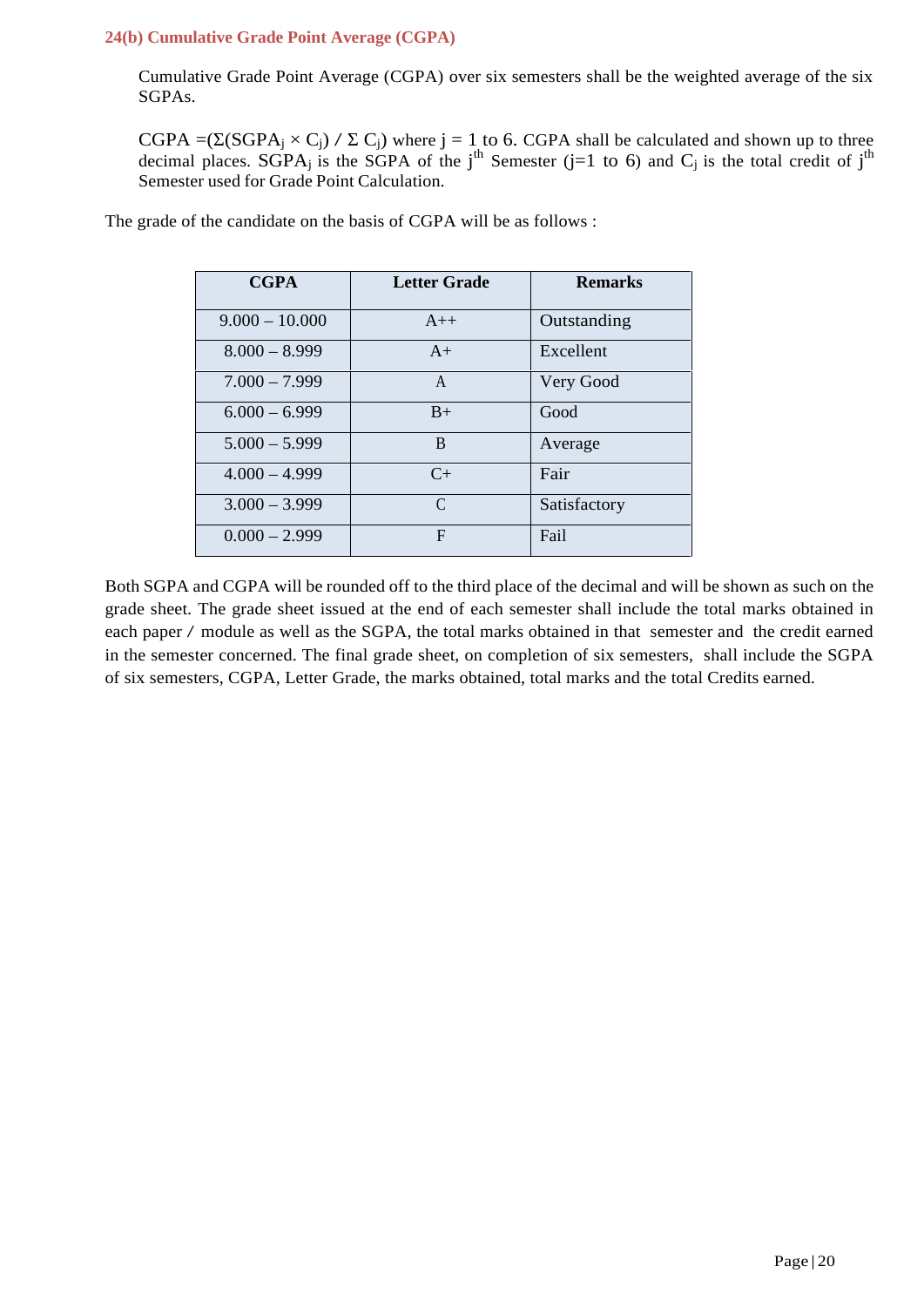### 24(b) Cumulative Grade Point Average (CGPA)

Cumulative Grade Point Average (CGPA) over six semesters shall be the weighted average of the six SGPAs.

CGPA $=(\Sigma(SGPA_j \times C_j) / \Sigma C_j)$ where j = 1 to 6. CGPA shall be calculated and shown up to three decimal places. $SGPA_j$ is the SGPA of the $j^{th}$ Semester (j=1 to 6) and $C_j$ is the total credit of $j^{th}$ Semester used for Grade Point Calculation.

The grade of the candidate on the basis of CGPA will be as follows :

| CGPA | Letter Grade | Remarks |
|---|---|---|
| 9.000 – 10.000 | A++ | Outstanding |
| 8.000 – 8.999 | A+ | Excellent |
| 7.000 – 7.999 | A | Very Good |
| 6.000 – 6.999 | B+ | Good |
| 5.000 – 5.999 | B | Average |
| 4.000 – 4.999 | C+ | Fair |
| 3.000 – 3.999 | C | Satisfactory |
| 0.000 – 2.999 | F | Fail |

Both SGPA and CGPA will be rounded off to the third place of the decimal and will be shown as such on the grade sheet. The grade sheet issued at the end of each semester shall include the total marks obtained in each paper / module as well as the SGPA, the total marks obtained in that semester and the credit earned in the semester concerned. The final grade sheet, on completion of six semesters, shall include the SGPA of six semesters, CGPA, Letter Grade, the marks obtained, total marks and the total Credits earned.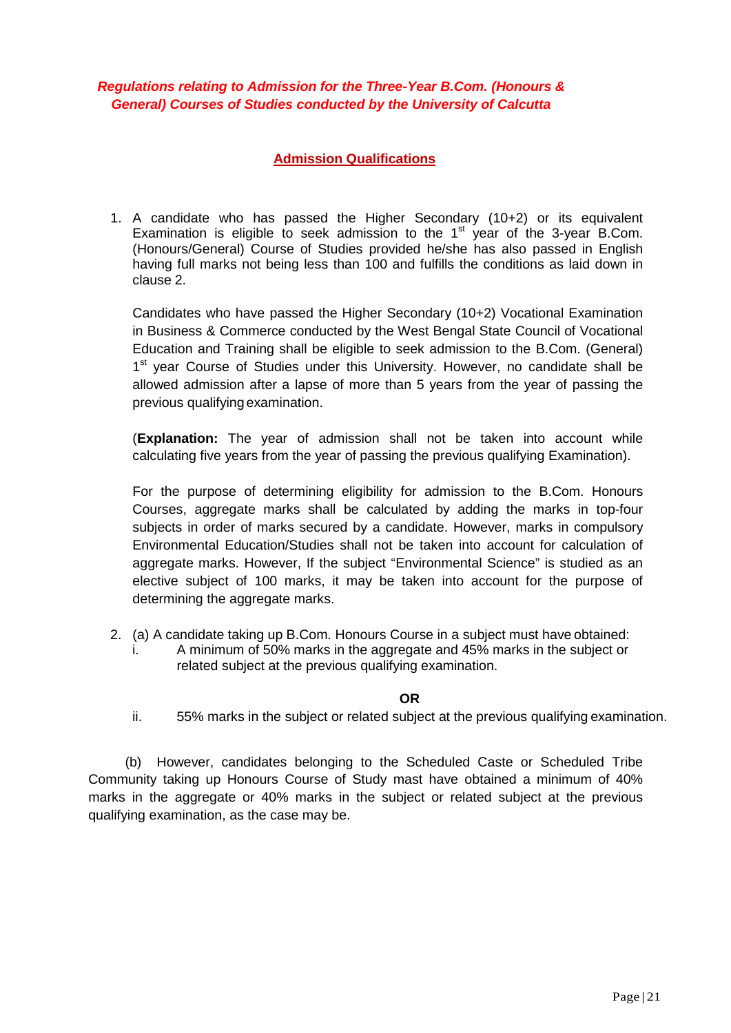***Regulations relating to Admission for the Three-Year B.Com. (Honours & General) Courses of Studies conducted by the University of Calcutta***

## Admission Qualifications

1. A candidate who has passed the Higher Secondary (10+2) or its equivalent Examination is eligible to seek admission to the 1st year of the 3-year B.Com. (Honours/General) Course of Studies provided he/she has also passed in English having full marks not being less than 100 and fulfills the conditions as laid down in clause 2.

   Candidates who have passed the Higher Secondary (10+2) Vocational Examination in Business & Commerce conducted by the West Bengal State Council of Vocational Education and Training shall be eligible to seek admission to the B.Com. (General) 1st year Course of Studies under this University. However, no candidate shall be allowed admission after a lapse of more than 5 years from the year of passing the previous qualifying examination.

   (**Explanation:** The year of admission shall not be taken into account while calculating five years from the year of passing the previous qualifying Examination).

   For the purpose of determining eligibility for admission to the B.Com. Honours Courses, aggregate marks shall be calculated by adding the marks in top-four subjects in order of marks secured by a candidate. However, marks in compulsory Environmental Education/Studies shall not be taken into account for calculation of aggregate marks. However, If the subject "Environmental Science" is studied as an elective subject of 100 marks, it may be taken into account for the purpose of determining the aggregate marks.

2. (a) A candidate taking up B.Com. Honours Course in a subject must have obtained:
   i. A minimum of 50% marks in the aggregate and 45% marks in the subject or related subject at the previous qualifying examination.

   **OR**

   ii. 55% marks in the subject or related subject at the previous qualifying examination.

   (b) However, candidates belonging to the Scheduled Caste or Scheduled Tribe Community taking up Honours Course of Study mast have obtained a minimum of 40% marks in the aggregate or 40% marks in the subject or related subject at the previous qualifying examination, as the case may be.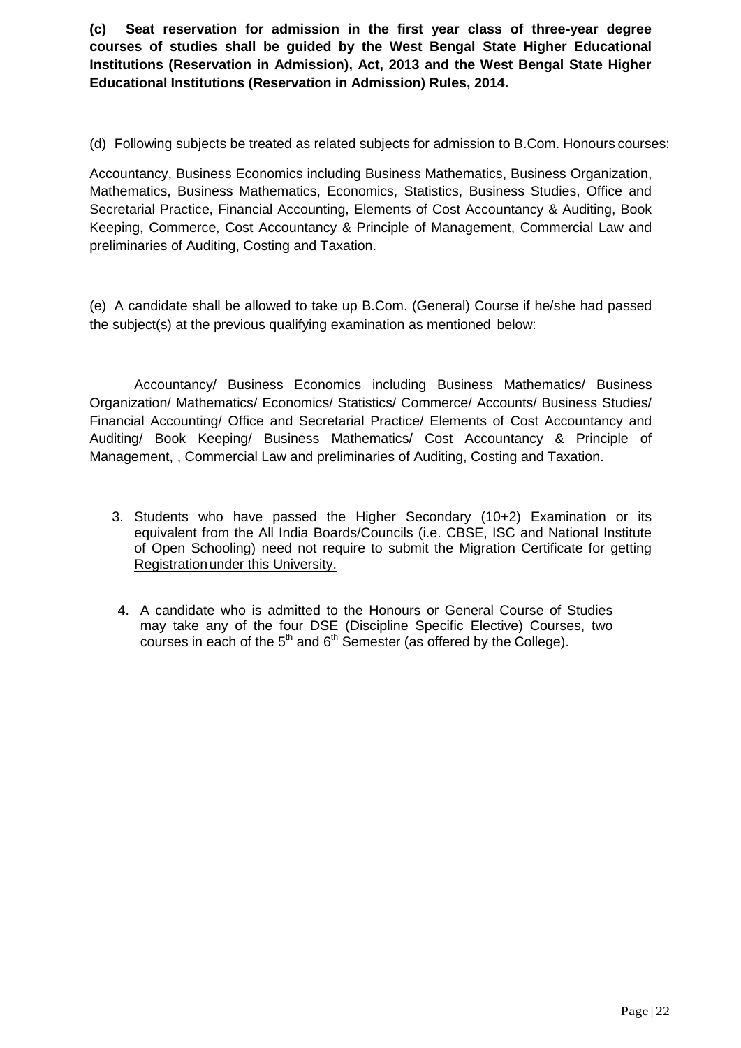**(c) Seat reservation for admission in the first year class of three-year degree courses of studies shall be guided by the West Bengal State Higher Educational Institutions (Reservation in Admission), Act, 2013 and the West Bengal State Higher Educational Institutions (Reservation in Admission) Rules, 2014.**

(d) Following subjects be treated as related subjects for admission to B.Com. Honours courses:

Accountancy, Business Economics including Business Mathematics, Business Organization, Mathematics, Business Mathematics, Economics, Statistics, Business Studies, Office and Secretarial Practice, Financial Accounting, Elements of Cost Accountancy & Auditing, Book Keeping, Commerce, Cost Accountancy & Principle of Management, Commercial Law and preliminaries of Auditing, Costing and Taxation.

(e) A candidate shall be allowed to take up B.Com. (General) Course if he/she had passed the subject(s) at the previous qualifying examination as mentioned below:

Accountancy/ Business Economics including Business Mathematics/ Business Organization/ Mathematics/ Economics/ Statistics/ Commerce/ Accounts/ Business Studies/ Financial Accounting/ Office and Secretarial Practice/ Elements of Cost Accountancy and Auditing/ Book Keeping/ Business Mathematics/ Cost Accountancy & Principle of Management, , Commercial Law and preliminaries of Auditing, Costing and Taxation.

3. Students who have passed the Higher Secondary (10+2) Examination or its equivalent from the All India Boards/Councils (i.e. CBSE, ISC and National Institute of Open Schooling) <u>need not require to submit the Migration Certificate for getting Registration under this University.</u>

4. A candidate who is admitted to the Honours or General Course of Studies may take any of the four DSE (Discipline Specific Elective) Courses, two courses in each of the 5th and 6th Semester (as offered by the College).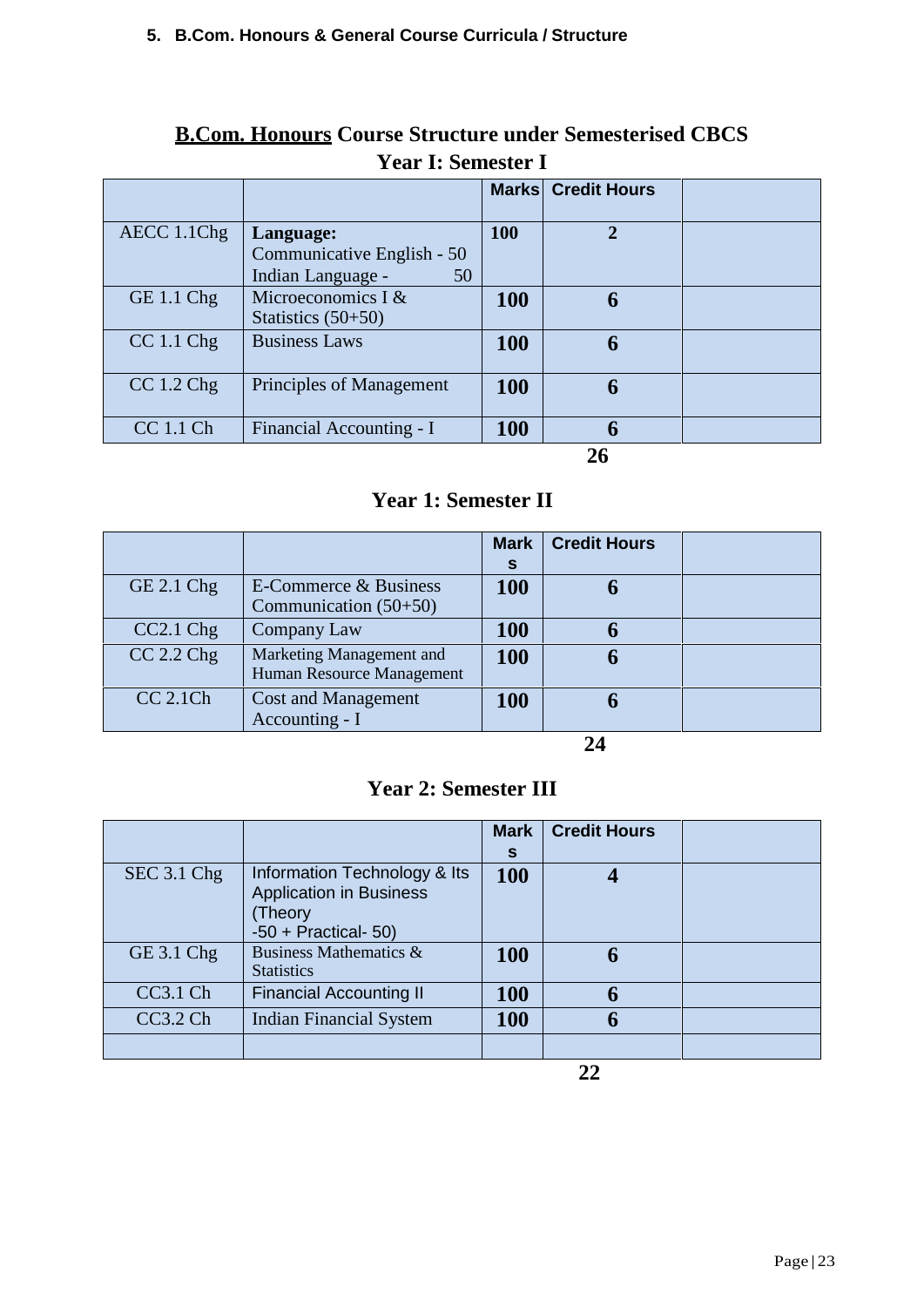### 5. B.Com. Honours & General Course Curricula / Structure

## **B.Com. Honours** Course Structure under Semesterised CBCS

### Year I: Semester I

| | | Marks | Credit Hours | |
|---|---|---|---|---|
| AECC 1.1Chg | **Language:** Communicative English - 50 Indian Language - 50 | **100** | **2** | |
| GE 1.1 Chg | Microeconomics I & Statistics (50+50) | **100** | **6** | |
| CC 1.1 Chg | Business Laws | **100** | **6** | |
| CC 1.2 Chg | Principles of Management | **100** | **6** | |
| CC 1.1 Ch | Financial Accounting - I | **100** | **6** | |
| | | | **26** | |

### Year 1: Semester II

| | | Marks | Credit Hours | |
|---|---|---|---|---|
| GE 2.1 Chg | E-Commerce & Business Communication (50+50) | **100** | **6** | |
| CC2.1 Chg | Company Law | **100** | **6** | |
| CC 2.2 Chg | Marketing Management and Human Resource Management | **100** | **6** | |
| CC 2.1Ch | Cost and Management Accounting - I | **100** | **6** | |
| | | | **24** | |

### Year 2: Semester III

| | | Marks | Credit Hours | |
|---|---|---|---|---|
| SEC 3.1 Chg | Information Technology & Its Application in Business (Theory -50 + Practical- 50) | **100** | **4** | |
| GE 3.1 Chg | Business Mathematics & Statistics | **100** | **6** | |
| CC3.1 Ch | Financial Accounting II | **100** | **6** | |
| CC3.2 Ch | Indian Financial System | **100** | **6** | |
| | | | | |
| | | | **22** | |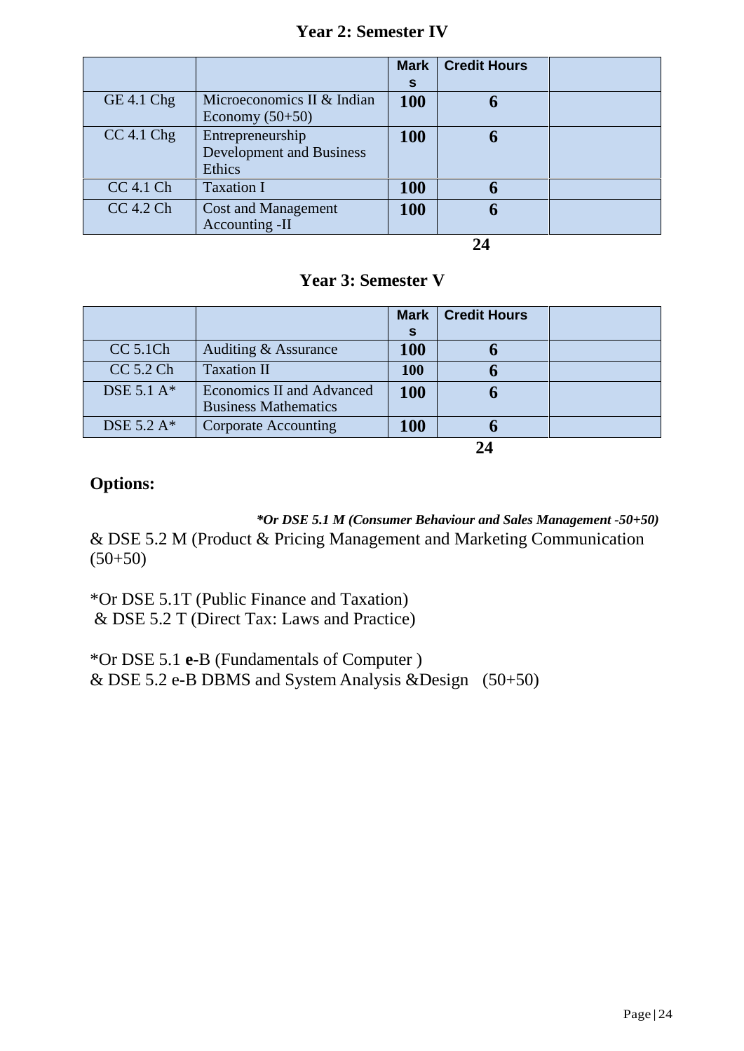## Year 2: Semester IV

| | | Marks | Credit Hours | |
|---|---|---|---|---|
| GE 4.1 Chg | Microeconomics II & Indian Economy (50+50) | **100** | **6** | |
| CC 4.1 Chg | Entrepreneurship Development and Business Ethics | **100** | **6** | |
| CC 4.1 Ch | Taxation I | **100** | **6** | |
| CC 4.2 Ch | Cost and Management Accounting -II | **100** | **6** | |
| | | | **24** | |

## Year 3: Semester V

| | | Marks | Credit Hours | |
|---|---|---|---|---|
| CC 5.1Ch | Auditing & Assurance | **100** | **6** | |
| CC 5.2 Ch | Taxation II | **100** | **6** | |
| DSE 5.1 A* | Economics II and Advanced Business Mathematics | **100** | **6** | |
| DSE 5.2 A* | Corporate Accounting | **100** | **6** | |
| | | | **24** | |

## Options:

***Or DSE 5.1 M (Consumer Behaviour and Sales Management -50+50)**

& DSE 5.2 M (Product & Pricing Management and Marketing Communication (50+50)

*Or DSE 5.1T (Public Finance and Taxation)
& DSE 5.2 T (Direct Tax: Laws and Practice)

*Or DSE 5.1 **e-**B (Fundamentals of Computer )
& DSE 5.2 e-B DBMS and System Analysis &Design (50+50)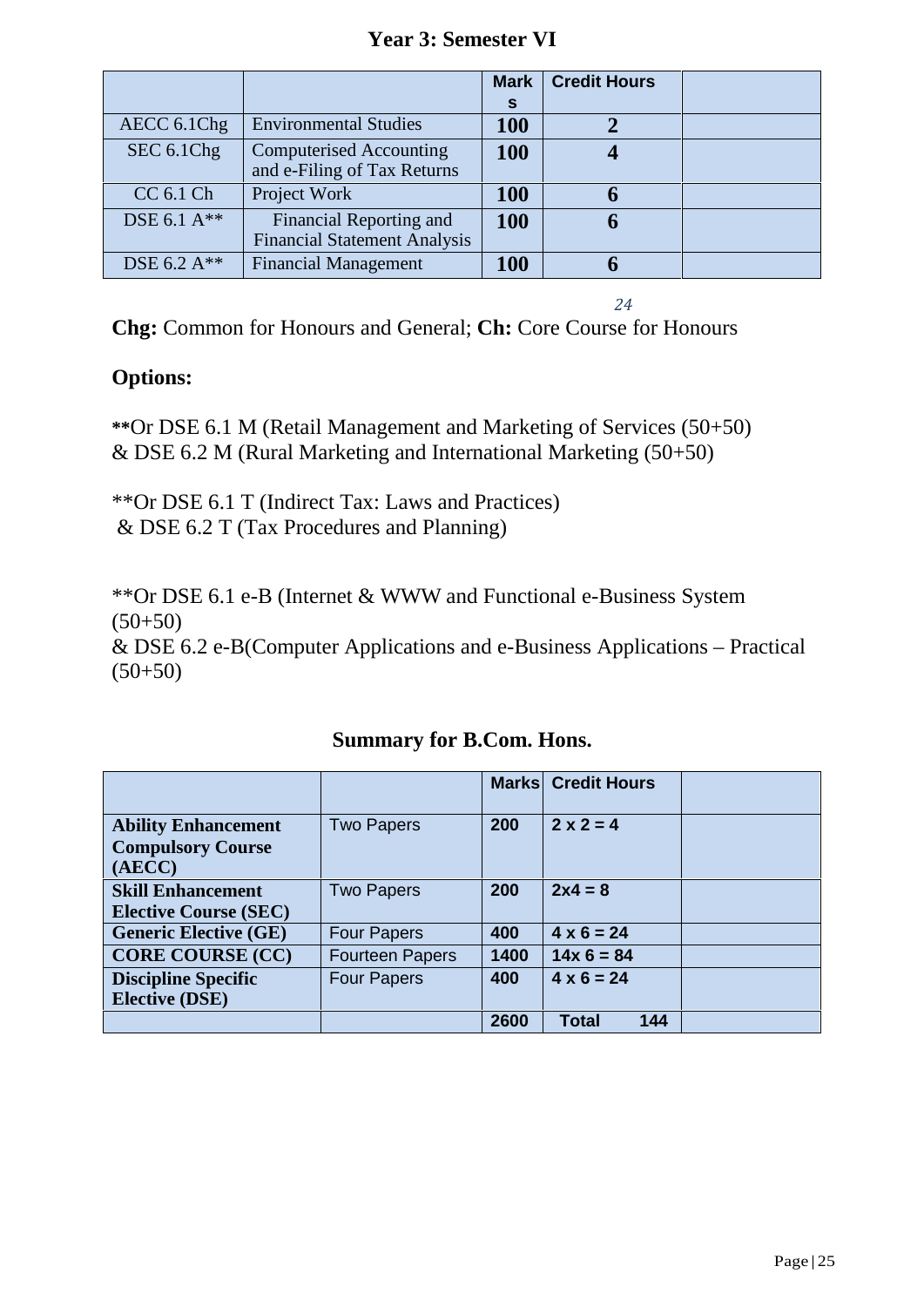## Year 3: Semester VI

| | | Marks | Credit Hours | |
|---|---|---|---|---|
| AECC 6.1Chg | Environmental Studies | **100** | **2** | |
| SEC 6.1Chg | Computerised Accounting and e-Filing of Tax Returns | **100** | **4** | |
| CC 6.1 Ch | Project Work | **100** | **6** | |
| DSE 6.1 A** | Financial Reporting and Financial Statement Analysis | **100** | **6** | |
| DSE 6.2 A** | Financial Management | **100** | **6** | |

*24*

**Chg:** Common for Honours and General; **Ch:** Core Course for Honours

**Options:**

**Or DSE 6.1 M (Retail Management and Marketing of Services (50+50)
& DSE 6.2 M (Rural Marketing and International Marketing (50+50)

**Or DSE 6.1 T (Indirect Tax: Laws and Practices)
& DSE 6.2 T (Tax Procedures and Planning)

**Or DSE 6.1 e-B (Internet & WWW and Functional e-Business System (50+50)
& DSE 6.2 e-B(Computer Applications and e-Business Applications – Practical (50+50)

## Summary for B.Com. Hons.

| | | Marks | Credit Hours | |
|---|---|---|---|---|
| **Ability Enhancement Compulsory Course (AECC)** | Two Papers | 200 | 2 x 2 = 4 | |
| **Skill Enhancement Elective Course (SEC)** | Two Papers | 200 | 2x4 = 8 | |
| **Generic Elective (GE)** | Four Papers | 400 | 4 x 6 = 24 | |
| **CORE COURSE (CC)** | Fourteen Papers | 1400 | 14x 6 = 84 | |
| **Discipline Specific Elective (DSE)** | Four Papers | 400 | 4 x 6 = 24 | |
| | | 2600 | Total 144 | |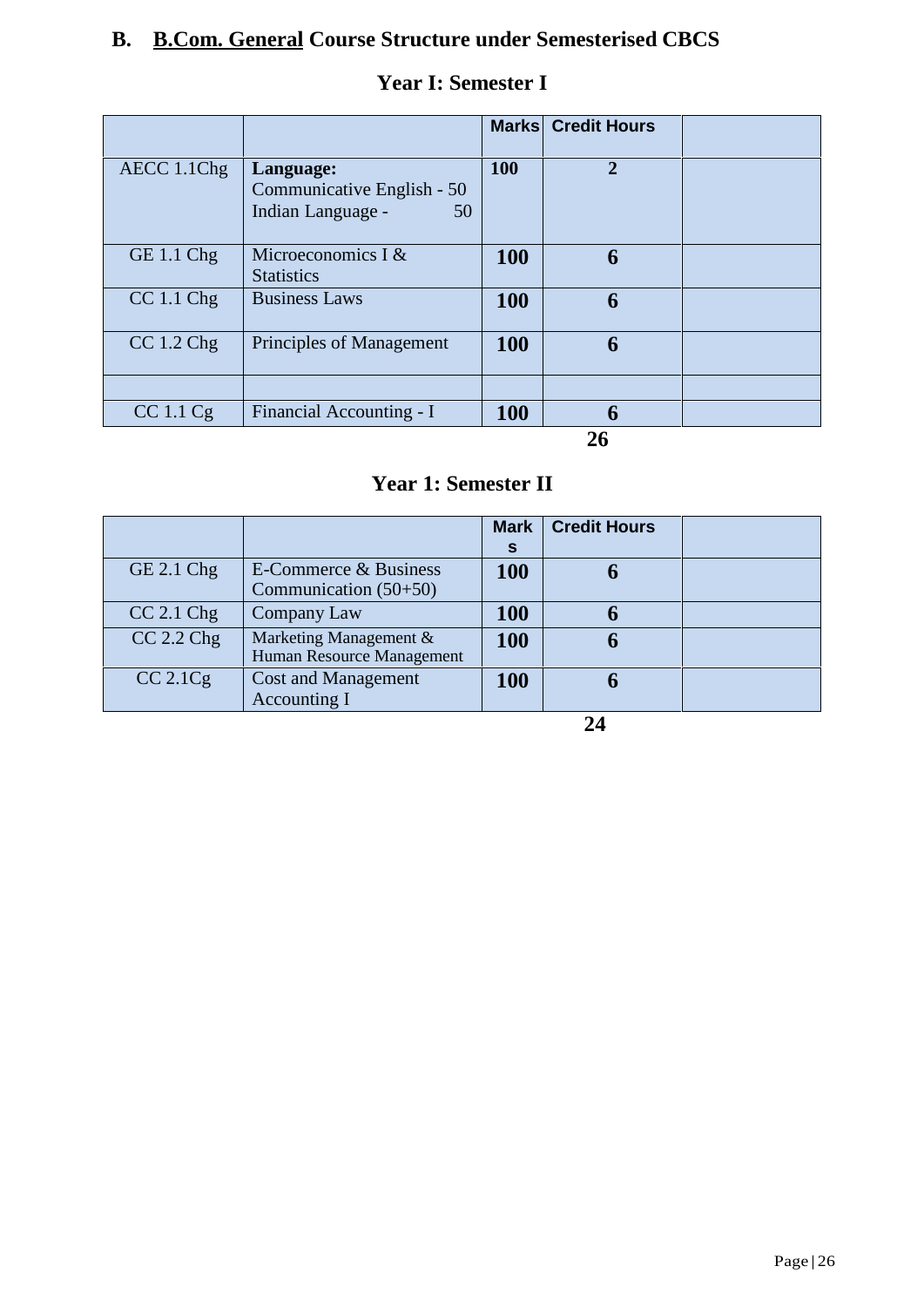## B. B.Com. General Course Structure under Semesterised CBCS

### Year I: Semester I

| | | Marks | Credit Hours | |
|---|---|---|---|---|
| AECC 1.1Chg | **Language:** Communicative English - 50 Indian Language - 50 | **100** | **2** | |
| GE 1.1 Chg | Microeconomics I & Statistics | **100** | **6** | |
| CC 1.1 Chg | Business Laws | **100** | **6** | |
| CC 1.2 Chg | Principles of Management | **100** | **6** | |
| | | | | |
| CC 1.1 Cg | Financial Accounting - I | **100** | **6** | |
| | | | **26** | |

### Year 1: Semester II

| | | Marks | Credit Hours | |
|---|---|---|---|---|
| GE 2.1 Chg | E-Commerce & Business Communication (50+50) | **100** | **6** | |
| CC 2.1 Chg | Company Law | **100** | **6** | |
| CC 2.2 Chg | Marketing Management & Human Resource Management | **100** | **6** | |
| CC 2.1Cg | Cost and Management Accounting I | **100** | **6** | |
| | | | **24** | |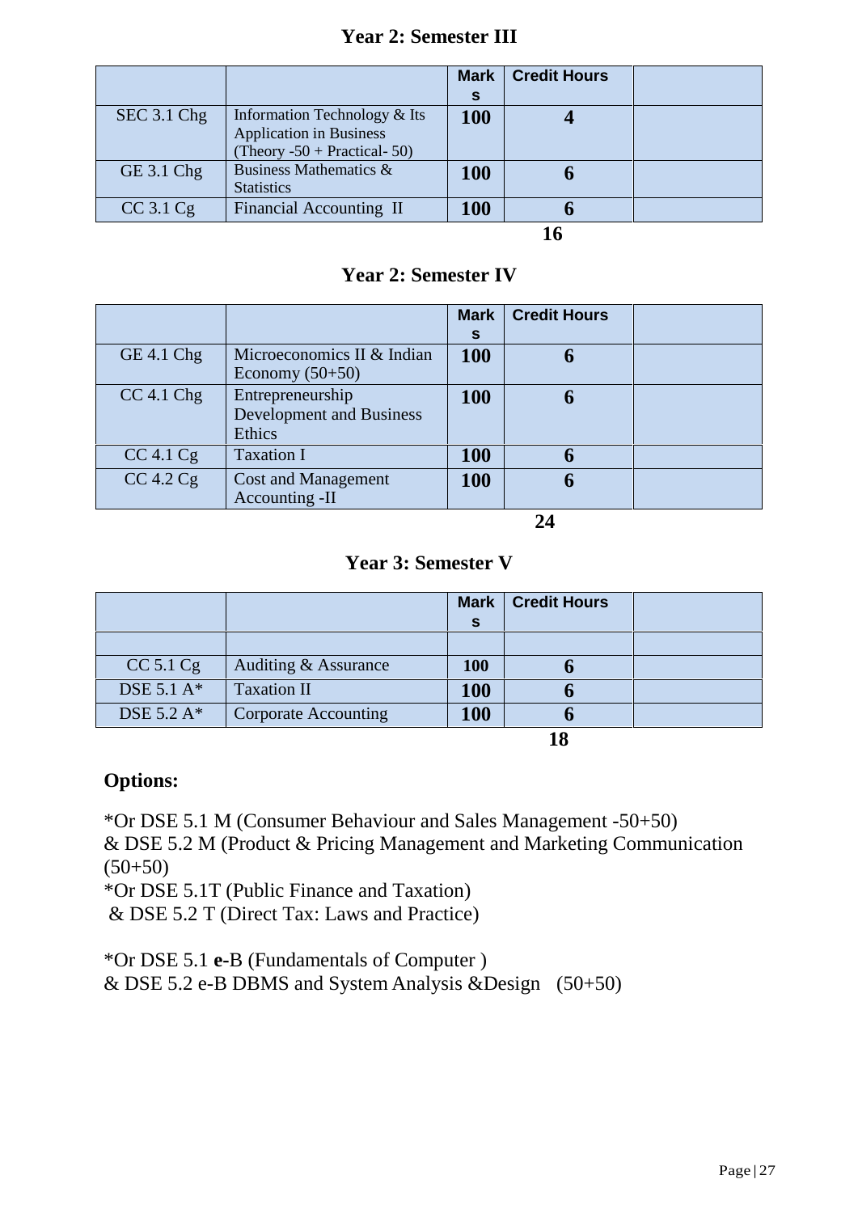## Year 2: Semester III

| | | Marks | Credit Hours | |
|---|---|---|---|---|
| SEC 3.1 Chg | Information Technology & Its Application in Business (Theory -50 + Practical- 50) | **100** | **4** | |
| GE 3.1 Chg | Business Mathematics & Statistics | **100** | **6** | |
| CC 3.1 Cg | Financial Accounting II | **100** | **6** | |
| | | | **16** | |

## Year 2: Semester IV

| | | Marks | Credit Hours | |
|---|---|---|---|---|
| GE 4.1 Chg | Microeconomics II & Indian Economy (50+50) | **100** | **6** | |
| CC 4.1 Chg | Entrepreneurship Development and Business Ethics | **100** | **6** | |
| CC 4.1 Cg | Taxation I | **100** | **6** | |
| CC 4.2 Cg | Cost and Management Accounting -II | **100** | **6** | |
| | | | **24** | |

## Year 3: Semester V

| | | Marks | Credit Hours | |
|---|---|---|---|---|
| | | | | |
| CC 5.1 Cg | Auditing & Assurance | **100** | **6** | |
| DSE 5.1 A* | Taxation II | **100** | **6** | |
| DSE 5.2 A* | Corporate Accounting | **100** | **6** | |
| | | | **18** | |

### Options:

*Or DSE 5.1 M (Consumer Behaviour and Sales Management -50+50)
& DSE 5.2 M (Product & Pricing Management and Marketing Communication (50+50)
*Or DSE 5.1T (Public Finance and Taxation)
& DSE 5.2 T (Direct Tax: Laws and Practice)

*Or DSE 5.1 **e-**B (Fundamentals of Computer )
& DSE 5.2 e-B DBMS and System Analysis &Design (50+50)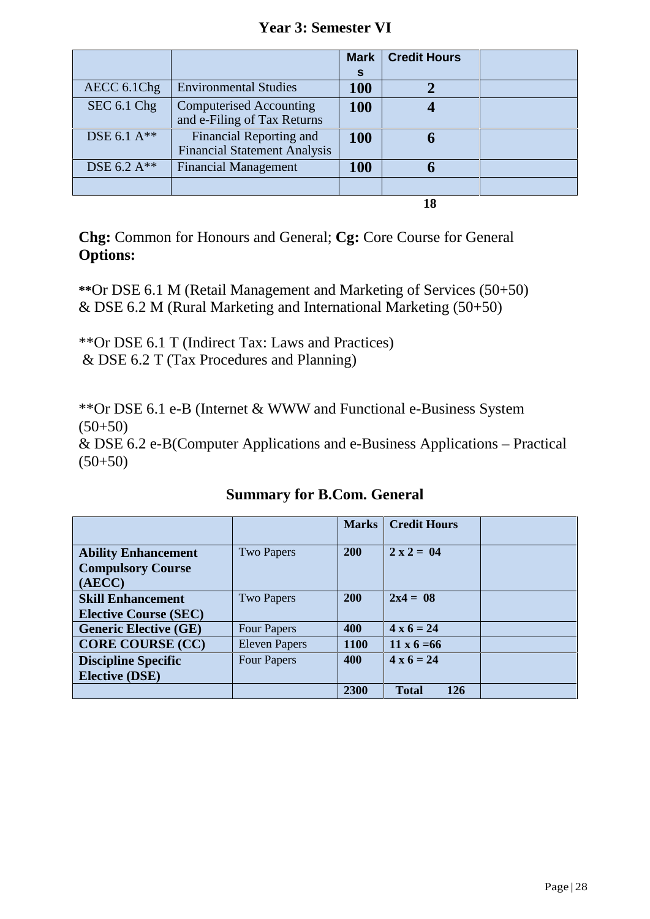## Year 3: Semester VI

| | | Marks | Credit Hours | |
|---|---|---|---|---|
| AECC 6.1Chg | Environmental Studies | **100** | **2** | |
| SEC 6.1 Chg | Computerised Accounting and e-Filing of Tax Returns | **100** | **4** | |
| DSE 6.1 A** | Financial Reporting and Financial Statement Analysis | **100** | **6** | |
| DSE 6.2 A** | Financial Management | **100** | **6** | |
| | | | | |
| | | | **18** | |

**Chg:** Common for Honours and General; **Cg:** Core Course for General
**Options:**

**Or DSE 6.1 M (Retail Management and Marketing of Services (50+50)
& DSE 6.2 M (Rural Marketing and International Marketing (50+50)

**Or DSE 6.1 T (Indirect Tax: Laws and Practices)
& DSE 6.2 T (Tax Procedures and Planning)

**Or DSE 6.1 e-B (Internet & WWW and Functional e-Business System (50+50)
& DSE 6.2 e-B(Computer Applications and e-Business Applications – Practical (50+50)

## Summary for B.Com. General

| | | Marks | Credit Hours | |
|---|---|---|---|---|
| **Ability Enhancement Compulsory Course (AECC)** | Two Papers | **200** | **2 x 2 = 04** | |
| **Skill Enhancement Elective Course (SEC)** | Two Papers | **200** | **2x4 = 08** | |
| **Generic Elective (GE)** | Four Papers | **400** | **4 x 6 = 24** | |
| **CORE COURSE (CC)** | Eleven Papers | **1100** | **11 x 6 =66** | |
| **Discipline Specific Elective (DSE)** | Four Papers | **400** | **4 x 6 = 24** | |
| | | **2300** | **Total 126** | |